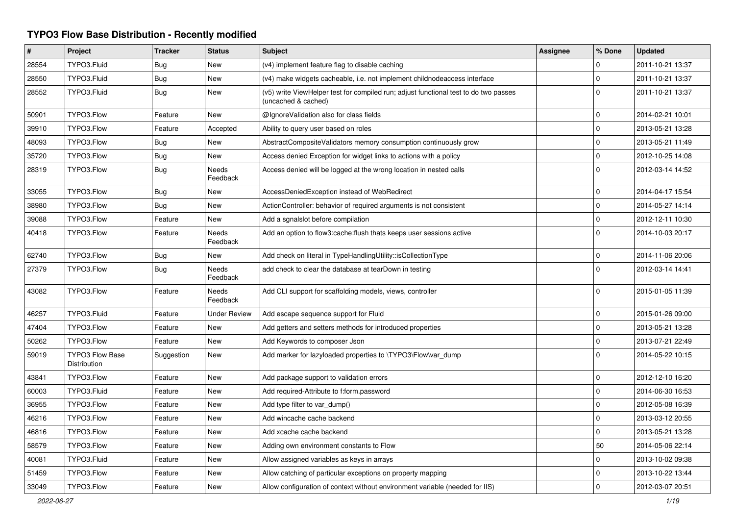# TYPO3 Flow Base Distribution - Recently modified

| # | Project | Tracker | Status | Subject | Assignee | % Done | Updated |
|---|---|---|---|---|---|---|---|
| 28554 | TYPO3.Fluid | Bug | New | (v4) implement feature flag to disable caching | | 0 | 2011-10-21 13:37 |
| 28550 | TYPO3.Fluid | Bug | New | (v4) make widgets cacheable, i.e. not implement childnodeaccess interface | | 0 | 2011-10-21 13:37 |
| 28552 | TYPO3.Fluid | Bug | New | (v5) write ViewHelper test for compiled run; adjust functional test to do two passes (uncached & cached) | | 0 | 2011-10-21 13:37 |
| 50901 | TYPO3.Flow | Feature | New | @IgnoreValidation also for class fields | | 0 | 2014-02-21 10:01 |
| 39910 | TYPO3.Flow | Feature | Accepted | Ability to query user based on roles | | 0 | 2013-05-21 13:28 |
| 48093 | TYPO3.Flow | Bug | New | AbstractCompositeValidators memory consumption continuously grow | | 0 | 2013-05-21 11:49 |
| 35720 | TYPO3.Flow | Bug | New | Access denied Exception for widget links to actions with a policy | | 0 | 2012-10-25 14:08 |
| 28319 | TYPO3.Flow | Bug | Needs Feedback | Access denied will be logged at the wrong location in nested calls | | 0 | 2012-03-14 14:52 |
| 33055 | TYPO3.Flow | Bug | New | AccessDeniedException instead of WebRedirect | | 0 | 2014-04-17 15:54 |
| 38980 | TYPO3.Flow | Bug | New | ActionController: behavior of required arguments is not consistent | | 0 | 2014-05-27 14:14 |
| 39088 | TYPO3.Flow | Feature | New | Add a sgnalslot before compilation | | 0 | 2012-12-11 10:30 |
| 40418 | TYPO3.Flow | Feature | Needs Feedback | Add an option to flow3:cache:flush thats keeps user sessions active | | 0 | 2014-10-03 20:17 |
| 62740 | TYPO3.Flow | Bug | New | Add check on literal in TypeHandlingUtility::isCollectionType | | 0 | 2014-11-06 20:06 |
| 27379 | TYPO3.Flow | Bug | Needs Feedback | add check to clear the database at tearDown in testing | | 0 | 2012-03-14 14:41 |
| 43082 | TYPO3.Flow | Feature | Needs Feedback | Add CLI support for scaffolding models, views, controller | | 0 | 2015-01-05 11:39 |
| 46257 | TYPO3.Fluid | Feature | Under Review | Add escape sequence support for Fluid | | 0 | 2015-01-26 09:00 |
| 47404 | TYPO3.Flow | Feature | New | Add getters and setters methods for introduced properties | | 0 | 2013-05-21 13:28 |
| 50262 | TYPO3.Flow | Feature | New | Add Keywords to composer Json | | 0 | 2013-07-21 22:49 |
| 59019 | TYPO3 Flow Base Distribution | Suggestion | New | Add marker for lazyloaded properties to \TYPO3\Flow\var_dump | | 0 | 2014-05-22 10:15 |
| 43841 | TYPO3.Flow | Feature | New | Add package support to validation errors | | 0 | 2012-12-10 16:20 |
| 60003 | TYPO3.Fluid | Feature | New | Add required-Attribute to f:form.password | | 0 | 2014-06-30 16:53 |
| 36955 | TYPO3.Flow | Feature | New | Add type filter to var_dump() | | 0 | 2012-05-08 16:39 |
| 46216 | TYPO3.Flow | Feature | New | Add wincache cache backend | | 0 | 2013-03-12 20:55 |
| 46816 | TYPO3.Flow | Feature | New | Add xcache cache backend | | 0 | 2013-05-21 13:28 |
| 58579 | TYPO3.Flow | Feature | New | Adding own environment constants to Flow | | 50 | 2014-05-06 22:14 |
| 40081 | TYPO3.Fluid | Feature | New | Allow assigned variables as keys in arrays | | 0 | 2013-10-02 09:38 |
| 51459 | TYPO3.Flow | Feature | New | Allow catching of particular exceptions on property mapping | | 0 | 2013-10-22 13:44 |
| 33049 | TYPO3.Flow | Feature | New | Allow configuration of context without environment variable (needed for IIS) | | 0 | 2012-03-07 20:51 |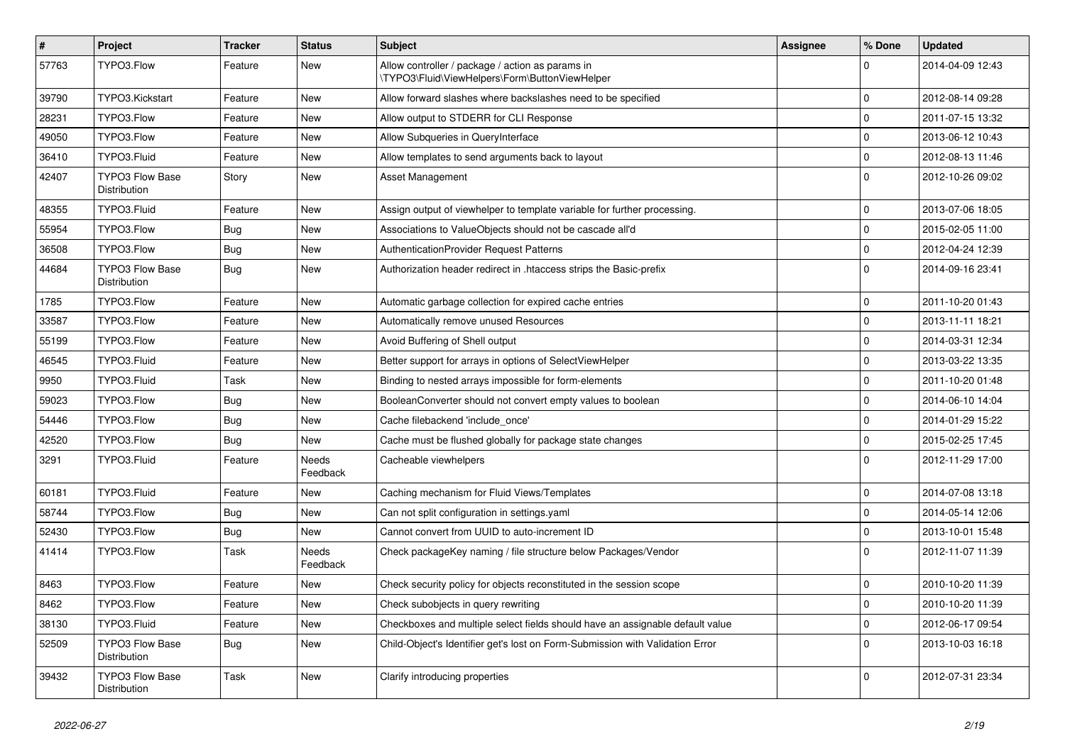| # | Project | Tracker | Status | Subject | Assignee | % Done | Updated |
|---|---|---|---|---|---|---|---|
| 57763 | TYPO3.Flow | Feature | New | Allow controller / package / action as params in \TYPO3\Fluid\ViewHelpers\Form\ButtonViewHelper | | 0 | 2014-04-09 12:43 |
| 39790 | TYPO3.Kickstart | Feature | New | Allow forward slashes where backslashes need to be specified | | 0 | 2012-08-14 09:28 |
| 28231 | TYPO3.Flow | Feature | New | Allow output to STDERR for CLI Response | | 0 | 2011-07-15 13:32 |
| 49050 | TYPO3.Flow | Feature | New | Allow Subqueries in QueryInterface | | 0 | 2013-06-12 10:43 |
| 36410 | TYPO3.Fluid | Feature | New | Allow templates to send arguments back to layout | | 0 | 2012-08-13 11:46 |
| 42407 | TYPO3 Flow Base Distribution | Story | New | Asset Management | | 0 | 2012-10-26 09:02 |
| 48355 | TYPO3.Fluid | Feature | New | Assign output of viewhelper to template variable for further processing. | | 0 | 2013-07-06 18:05 |
| 55954 | TYPO3.Flow | Bug | New | Associations to ValueObjects should not be cascade all'd | | 0 | 2015-02-05 11:00 |
| 36508 | TYPO3.Flow | Bug | New | AuthenticationProvider Request Patterns | | 0 | 2012-04-24 12:39 |
| 44684 | TYPO3 Flow Base Distribution | Bug | New | Authorization header redirect in .htaccess strips the Basic-prefix | | 0 | 2014-09-16 23:41 |
| 1785 | TYPO3.Flow | Feature | New | Automatic garbage collection for expired cache entries | | 0 | 2011-10-20 01:43 |
| 33587 | TYPO3.Flow | Feature | New | Automatically remove unused Resources | | 0 | 2013-11-11 18:21 |
| 55199 | TYPO3.Flow | Feature | New | Avoid Buffering of Shell output | | 0 | 2014-03-31 12:34 |
| 46545 | TYPO3.Fluid | Feature | New | Better support for arrays in options of SelectViewHelper | | 0 | 2013-03-22 13:35 |
| 9950 | TYPO3.Fluid | Task | New | Binding to nested arrays impossible for form-elements | | 0 | 2011-10-20 01:48 |
| 59023 | TYPO3.Flow | Bug | New | BooleanConverter should not convert empty values to boolean | | 0 | 2014-06-10 14:04 |
| 54446 | TYPO3.Flow | Bug | New | Cache filebackend 'include_once' | | 0 | 2014-01-29 15:22 |
| 42520 | TYPO3.Flow | Bug | New | Cache must be flushed globally for package state changes | | 0 | 2015-02-25 17:45 |
| 3291 | TYPO3.Fluid | Feature | Needs Feedback | Cacheable viewhelpers | | 0 | 2012-11-29 17:00 |
| 60181 | TYPO3.Fluid | Feature | New | Caching mechanism for Fluid Views/Templates | | 0 | 2014-07-08 13:18 |
| 58744 | TYPO3.Flow | Bug | New | Can not split configuration in settings.yaml | | 0 | 2014-05-14 12:06 |
| 52430 | TYPO3.Flow | Bug | New | Cannot convert from UUID to auto-increment ID | | 0 | 2013-10-01 15:48 |
| 41414 | TYPO3.Flow | Task | Needs Feedback | Check packageKey naming / file structure below Packages/Vendor | | 0 | 2012-11-07 11:39 |
| 8463 | TYPO3.Flow | Feature | New | Check security policy for objects reconstituted in the session scope | | 0 | 2010-10-20 11:39 |
| 8462 | TYPO3.Flow | Feature | New | Check subobjects in query rewriting | | 0 | 2010-10-20 11:39 |
| 38130 | TYPO3.Fluid | Feature | New | Checkboxes and multiple select fields should have an assignable default value | | 0 | 2012-06-17 09:54 |
| 52509 | TYPO3 Flow Base Distribution | Bug | New | Child-Object's Identifier get's lost on Form-Submission with Validation Error | | 0 | 2013-10-03 16:18 |
| 39432 | TYPO3 Flow Base Distribution | Task | New | Clarify introducing properties | | 0 | 2012-07-31 23:34 |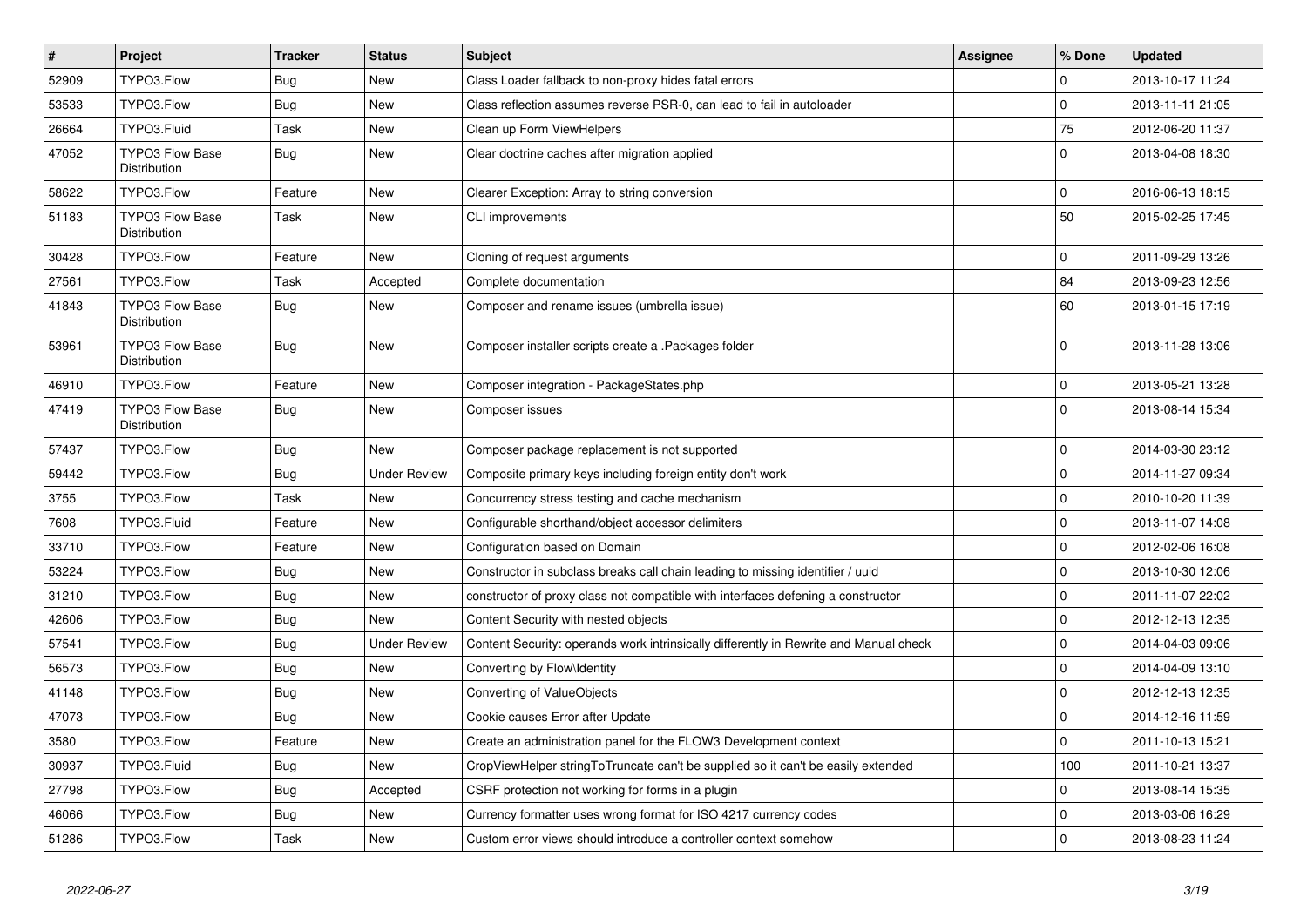| # | Project | Tracker | Status | Subject | Assignee | % Done | Updated |
|---|---|---|---|---|---|---|---|
| 52909 | TYPO3.Flow | Bug | New | Class Loader fallback to non-proxy hides fatal errors | | 0 | 2013-10-17 11:24 |
| 53533 | TYPO3.Flow | Bug | New | Class reflection assumes reverse PSR-0, can lead to fail in autoloader | | 0 | 2013-11-11 21:05 |
| 26664 | TYPO3.Fluid | Task | New | Clean up Form ViewHelpers | | 75 | 2012-06-20 11:37 |
| 47052 | TYPO3 Flow Base Distribution | Bug | New | Clear doctrine caches after migration applied | | 0 | 2013-04-08 18:30 |
| 58622 | TYPO3.Flow | Feature | New | Clearer Exception: Array to string conversion | | 0 | 2016-06-13 18:15 |
| 51183 | TYPO3 Flow Base Distribution | Task | New | CLI improvements | | 50 | 2015-02-25 17:45 |
| 30428 | TYPO3.Flow | Feature | New | Cloning of request arguments | | 0 | 2011-09-29 13:26 |
| 27561 | TYPO3.Flow | Task | Accepted | Complete documentation | | 84 | 2013-09-23 12:56 |
| 41843 | TYPO3 Flow Base Distribution | Bug | New | Composer and rename issues (umbrella issue) | | 60 | 2013-01-15 17:19 |
| 53961 | TYPO3 Flow Base Distribution | Bug | New | Composer installer scripts create a .Packages folder | | 0 | 2013-11-28 13:06 |
| 46910 | TYPO3.Flow | Feature | New | Composer integration - PackageStates.php | | 0 | 2013-05-21 13:28 |
| 47419 | TYPO3 Flow Base Distribution | Bug | New | Composer issues | | 0 | 2013-08-14 15:34 |
| 57437 | TYPO3.Flow | Bug | New | Composer package replacement is not supported | | 0 | 2014-03-30 23:12 |
| 59442 | TYPO3.Flow | Bug | Under Review | Composite primary keys including foreign entity don't work | | 0 | 2014-11-27 09:34 |
| 3755 | TYPO3.Flow | Task | New | Concurrency stress testing and cache mechanism | | 0 | 2010-10-20 11:39 |
| 7608 | TYPO3.Fluid | Feature | New | Configurable shorthand/object accessor delimiters | | 0 | 2013-11-07 14:08 |
| 33710 | TYPO3.Flow | Feature | New | Configuration based on Domain | | 0 | 2012-02-06 16:08 |
| 53224 | TYPO3.Flow | Bug | New | Constructor in subclass breaks call chain leading to missing identifier / uuid | | 0 | 2013-10-30 12:06 |
| 31210 | TYPO3.Flow | Bug | New | constructor of proxy class not compatible with interfaces defening a constructor | | 0 | 2011-11-07 22:02 |
| 42606 | TYPO3.Flow | Bug | New | Content Security with nested objects | | 0 | 2012-12-13 12:35 |
| 57541 | TYPO3.Flow | Bug | Under Review | Content Security: operands work intrinsically differently in Rewrite and Manual check | | 0 | 2014-04-03 09:06 |
| 56573 | TYPO3.Flow | Bug | New | Converting by Flow\Identity | | 0 | 2014-04-09 13:10 |
| 41148 | TYPO3.Flow | Bug | New | Converting of ValueObjects | | 0 | 2012-12-13 12:35 |
| 47073 | TYPO3.Flow | Bug | New | Cookie causes Error after Update | | 0 | 2014-12-16 11:59 |
| 3580 | TYPO3.Flow | Feature | New | Create an administration panel for the FLOW3 Development context | | 0 | 2011-10-13 15:21 |
| 30937 | TYPO3.Fluid | Bug | New | CropViewHelper stringToTruncate can't be supplied so it can't be easily extended | | 100 | 2011-10-21 13:37 |
| 27798 | TYPO3.Flow | Bug | Accepted | CSRF protection not working for forms in a plugin | | 0 | 2013-08-14 15:35 |
| 46066 | TYPO3.Flow | Bug | New | Currency formatter uses wrong format for ISO 4217 currency codes | | 0 | 2013-03-06 16:29 |
| 51286 | TYPO3.Flow | Task | New | Custom error views should introduce a controller context somehow | | 0 | 2013-08-23 11:24 |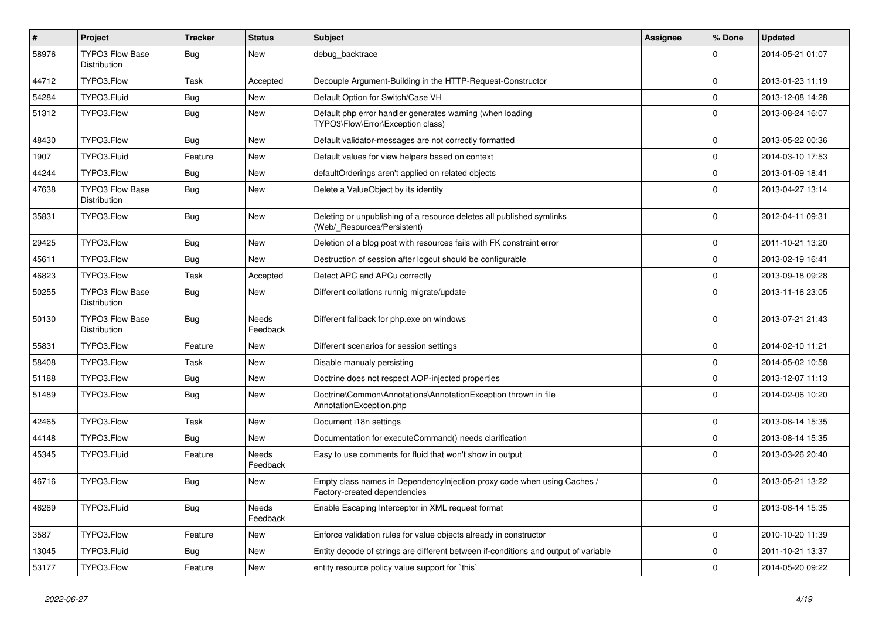| # | Project | Tracker | Status | Subject | Assignee | % Done | Updated |
|---|---|---|---|---|---|---|---|
| 58976 | TYPO3 Flow Base Distribution | Bug | New | debug_backtrace | | 0 | 2014-05-21 01:07 |
| 44712 | TYPO3.Flow | Task | Accepted | Decouple Argument-Building in the HTTP-Request-Constructor | | 0 | 2013-01-23 11:19 |
| 54284 | TYPO3.Fluid | Bug | New | Default Option for Switch/Case VH | | 0 | 2013-12-08 14:28 |
| 51312 | TYPO3.Flow | Bug | New | Default php error handler generates warning (when loading TYPO3\Flow\Error\Exception class) | | 0 | 2013-08-24 16:07 |
| 48430 | TYPO3.Flow | Bug | New | Default validator-messages are not correctly formatted | | 0 | 2013-05-22 00:36 |
| 1907 | TYPO3.Fluid | Feature | New | Default values for view helpers based on context | | 0 | 2014-03-10 17:53 |
| 44244 | TYPO3.Flow | Bug | New | defaultOrderings aren't applied on related objects | | 0 | 2013-01-09 18:41 |
| 47638 | TYPO3 Flow Base Distribution | Bug | New | Delete a ValueObject by its identity | | 0 | 2013-04-27 13:14 |
| 35831 | TYPO3.Flow | Bug | New | Deleting or unpublishing of a resource deletes all published symlinks (Web/_Resources/Persistent) | | 0 | 2012-04-11 09:31 |
| 29425 | TYPO3.Flow | Bug | New | Deletion of a blog post with resources fails with FK constraint error | | 0 | 2011-10-21 13:20 |
| 45611 | TYPO3.Flow | Bug | New | Destruction of session after logout should be configurable | | 0 | 2013-02-19 16:41 |
| 46823 | TYPO3.Flow | Task | Accepted | Detect APC and APCu correctly | | 0 | 2013-09-18 09:28 |
| 50255 | TYPO3 Flow Base Distribution | Bug | New | Different collations runnig migrate/update | | 0 | 2013-11-16 23:05 |
| 50130 | TYPO3 Flow Base Distribution | Bug | Needs Feedback | Different fallback for php.exe on windows | | 0 | 2013-07-21 21:43 |
| 55831 | TYPO3.Flow | Feature | New | Different scenarios for session settings | | 0 | 2014-02-10 11:21 |
| 58408 | TYPO3.Flow | Task | New | Disable manualy persisting | | 0 | 2014-05-02 10:58 |
| 51188 | TYPO3.Flow | Bug | New | Doctrine does not respect AOP-injected properties | | 0 | 2013-12-07 11:13 |
| 51489 | TYPO3.Flow | Bug | New | Doctrine\Common\Annotations\AnnotationException thrown in file AnnotationException.php | | 0 | 2014-02-06 10:20 |
| 42465 | TYPO3.Flow | Task | New | Document i18n settings | | 0 | 2013-08-14 15:35 |
| 44148 | TYPO3.Flow | Bug | New | Documentation for executeCommand() needs clarification | | 0 | 2013-08-14 15:35 |
| 45345 | TYPO3.Fluid | Feature | Needs Feedback | Easy to use comments for fluid that won't show in output | | 0 | 2013-03-26 20:40 |
| 46716 | TYPO3.Flow | Bug | New | Empty class names in DependencyInjection proxy code when using Caches / Factory-created dependencies | | 0 | 2013-05-21 13:22 |
| 46289 | TYPO3.Fluid | Bug | Needs Feedback | Enable Escaping Interceptor in XML request format | | 0 | 2013-08-14 15:35 |
| 3587 | TYPO3.Flow | Feature | New | Enforce validation rules for value objects already in constructor | | 0 | 2010-10-20 11:39 |
| 13045 | TYPO3.Fluid | Bug | New | Entity decode of strings are different between if-conditions and output of variable | | 0 | 2011-10-21 13:37 |
| 53177 | TYPO3.Flow | Feature | New | entity resource policy value support for `this` | | 0 | 2014-05-20 09:22 |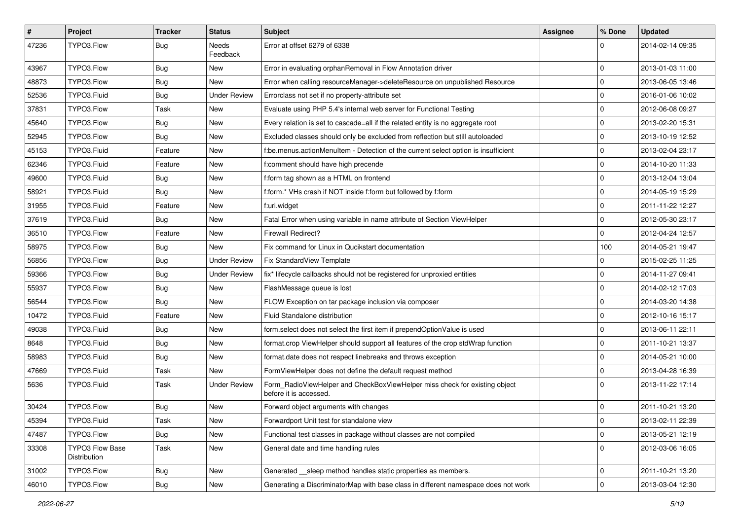| # | Project | Tracker | Status | Subject | Assignee | % Done | Updated |
|---|---|---|---|---|---|---|---|
| 47236 | TYPO3.Flow | Bug | Needs Feedback | Error at offset 6279 of 6338 | | 0 | 2014-02-14 09:35 |
| 43967 | TYPO3.Flow | Bug | New | Error in evaluating orphanRemoval in Flow Annotation driver | | 0 | 2013-01-03 11:00 |
| 48873 | TYPO3.Flow | Bug | New | Error when calling resourceManager->deleteResource on unpublished Resource | | 0 | 2013-06-05 13:46 |
| 52536 | TYPO3.Fluid | Bug | Under Review | Errorclass not set if no property-attribute set | | 0 | 2016-01-06 10:02 |
| 37831 | TYPO3.Flow | Task | New | Evaluate using PHP 5.4's internal web server for Functional Testing | | 0 | 2012-06-08 09:27 |
| 45640 | TYPO3.Flow | Bug | New | Every relation is set to cascade=all if the related entity is no aggregate root | | 0 | 2013-02-20 15:31 |
| 52945 | TYPO3.Flow | Bug | New | Excluded classes should only be excluded from reflection but still autoloaded | | 0 | 2013-10-19 12:52 |
| 45153 | TYPO3.Fluid | Feature | New | f:be.menus.actionMenuItem - Detection of the current select option is insufficient | | 0 | 2013-02-04 23:17 |
| 62346 | TYPO3.Fluid | Feature | New | f:comment should have high precende | | 0 | 2014-10-20 11:33 |
| 49600 | TYPO3.Fluid | Bug | New | f:form tag shown as a HTML on frontend | | 0 | 2013-12-04 13:04 |
| 58921 | TYPO3.Fluid | Bug | New | f:form.* VHs crash if NOT inside f:form but followed by f:form | | 0 | 2014-05-19 15:29 |
| 31955 | TYPO3.Fluid | Feature | New | f:uri.widget | | 0 | 2011-11-22 12:27 |
| 37619 | TYPO3.Fluid | Bug | New | Fatal Error when using variable in name attribute of Section ViewHelper | | 0 | 2012-05-30 23:17 |
| 36510 | TYPO3.Flow | Feature | New | Firewall Redirect? | | 0 | 2012-04-24 12:57 |
| 58975 | TYPO3.Flow | Bug | New | Fix command for Linux in Qucikstart documentation | | 100 | 2014-05-21 19:47 |
| 56856 | TYPO3.Flow | Bug | Under Review | Fix StandardView Template | | 0 | 2015-02-25 11:25 |
| 59366 | TYPO3.Flow | Bug | Under Review | fix* lifecycle callbacks should not be registered for unproxied entities | | 0 | 2014-11-27 09:41 |
| 55937 | TYPO3.Flow | Bug | New | FlashMessage queue is lost | | 0 | 2014-02-12 17:03 |
| 56544 | TYPO3.Flow | Bug | New | FLOW Exception on tar package inclusion via composer | | 0 | 2014-03-20 14:38 |
| 10472 | TYPO3.Fluid | Feature | New | Fluid Standalone distribution | | 0 | 2012-10-16 15:17 |
| 49038 | TYPO3.Fluid | Bug | New | form.select does not select the first item if prependOptionValue is used | | 0 | 2013-06-11 22:11 |
| 8648 | TYPO3.Fluid | Bug | New | format.crop ViewHelper should support all features of the crop stdWrap function | | 0 | 2011-10-21 13:37 |
| 58983 | TYPO3.Fluid | Bug | New | format.date does not respect linebreaks and throws exception | | 0 | 2014-05-21 10:00 |
| 47669 | TYPO3.Fluid | Task | New | FormViewHelper does not define the default request method | | 0 | 2013-04-28 16:39 |
| 5636 | TYPO3.Fluid | Task | Under Review | Form_RadioViewHelper and CheckBoxViewHelper miss check for existing object before it is accessed. | | 0 | 2013-11-22 17:14 |
| 30424 | TYPO3.Flow | Bug | New | Forward object arguments with changes | | 0 | 2011-10-21 13:20 |
| 45394 | TYPO3.Fluid | Task | New | Forwardport Unit test for standalone view | | 0 | 2013-02-11 22:39 |
| 47487 | TYPO3.Flow | Bug | New | Functional test classes in package without classes are not compiled | | 0 | 2013-05-21 12:19 |
| 33308 | TYPO3 Flow Base Distribution | Task | New | General date and time handling rules | | 0 | 2012-03-06 16:05 |
| 31002 | TYPO3.Flow | Bug | New | Generated __sleep method handles static properties as members. | | 0 | 2011-10-21 13:20 |
| 46010 | TYPO3.Flow | Bug | New | Generating a DiscriminatorMap with base class in different namespace does not work | | 0 | 2013-03-04 12:30 |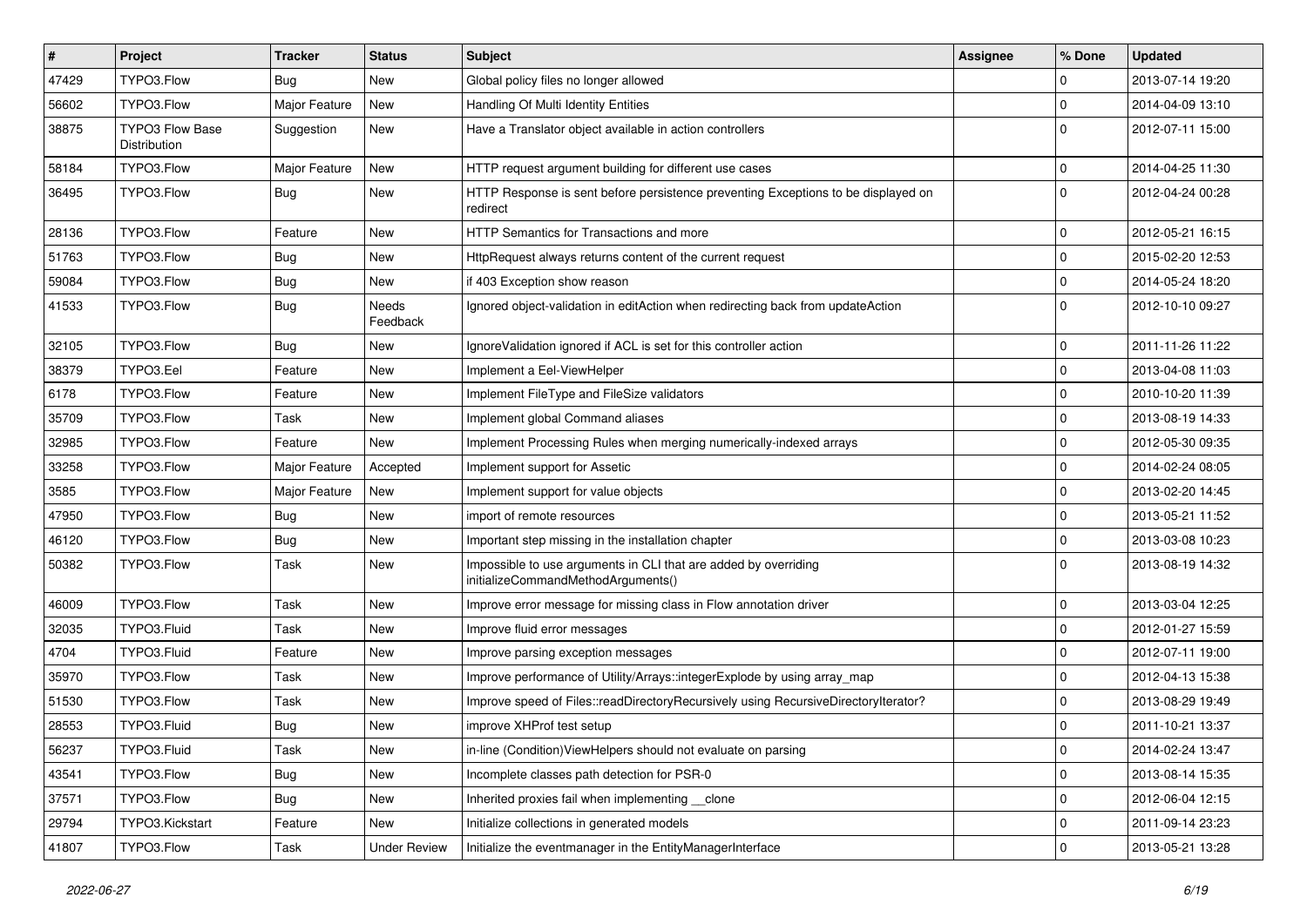| # | Project | Tracker | Status | Subject | Assignee | % Done | Updated |
|---|---|---|---|---|---|---|---|
| 47429 | TYPO3.Flow | Bug | New | Global policy files no longer allowed | | 0 | 2013-07-14 19:20 |
| 56602 | TYPO3.Flow | Major Feature | New | Handling Of Multi Identity Entities | | 0 | 2014-04-09 13:10 |
| 38875 | TYPO3 Flow Base Distribution | Suggestion | New | Have a Translator object available in action controllers | | 0 | 2012-07-11 15:00 |
| 58184 | TYPO3.Flow | Major Feature | New | HTTP request argument building for different use cases | | 0 | 2014-04-25 11:30 |
| 36495 | TYPO3.Flow | Bug | New | HTTP Response is sent before persistence preventing Exceptions to be displayed on redirect | | 0 | 2012-04-24 00:28 |
| 28136 | TYPO3.Flow | Feature | New | HTTP Semantics for Transactions and more | | 0 | 2012-05-21 16:15 |
| 51763 | TYPO3.Flow | Bug | New | HttpRequest always returns content of the current request | | 0 | 2015-02-20 12:53 |
| 59084 | TYPO3.Flow | Bug | New | if 403 Exception show reason | | 0 | 2014-05-24 18:20 |
| 41533 | TYPO3.Flow | Bug | Needs Feedback | Ignored object-validation in editAction when redirecting back from updateAction | | 0 | 2012-10-10 09:27 |
| 32105 | TYPO3.Flow | Bug | New | IgnoreValidation ignored if ACL is set for this controller action | | 0 | 2011-11-26 11:22 |
| 38379 | TYPO3.Eel | Feature | New | Implement a Eel-ViewHelper | | 0 | 2013-04-08 11:03 |
| 6178 | TYPO3.Flow | Feature | New | Implement FileType and FileSize validators | | 0 | 2010-10-20 11:39 |
| 35709 | TYPO3.Flow | Task | New | Implement global Command aliases | | 0 | 2013-08-19 14:33 |
| 32985 | TYPO3.Flow | Feature | New | Implement Processing Rules when merging numerically-indexed arrays | | 0 | 2012-05-30 09:35 |
| 33258 | TYPO3.Flow | Major Feature | Accepted | Implement support for Assetic | | 0 | 2014-02-24 08:05 |
| 3585 | TYPO3.Flow | Major Feature | New | Implement support for value objects | | 0 | 2013-02-20 14:45 |
| 47950 | TYPO3.Flow | Bug | New | import of remote resources | | 0 | 2013-05-21 11:52 |
| 46120 | TYPO3.Flow | Bug | New | Important step missing in the installation chapter | | 0 | 2013-03-08 10:23 |
| 50382 | TYPO3.Flow | Task | New | Impossible to use arguments in CLI that are added by overriding initializeCommandMethodArguments() | | 0 | 2013-08-19 14:32 |
| 46009 | TYPO3.Flow | Task | New | Improve error message for missing class in Flow annotation driver | | 0 | 2013-03-04 12:25 |
| 32035 | TYPO3.Fluid | Task | New | Improve fluid error messages | | 0 | 2012-01-27 15:59 |
| 4704 | TYPO3.Fluid | Feature | New | Improve parsing exception messages | | 0 | 2012-07-11 19:00 |
| 35970 | TYPO3.Flow | Task | New | Improve performance of Utility/Arrays::integerExplode by using array_map | | 0 | 2012-04-13 15:38 |
| 51530 | TYPO3.Flow | Task | New | Improve speed of Files::readDirectoryRecursively using RecursiveDirectoryIterator? | | 0 | 2013-08-29 19:49 |
| 28553 | TYPO3.Fluid | Bug | New | improve XHProf test setup | | 0 | 2011-10-21 13:37 |
| 56237 | TYPO3.Fluid | Task | New | in-line (Condition)ViewHelpers should not evaluate on parsing | | 0 | 2014-02-24 13:47 |
| 43541 | TYPO3.Flow | Bug | New | Incomplete classes path detection for PSR-0 | | 0 | 2013-08-14 15:35 |
| 37571 | TYPO3.Flow | Bug | New | Inherited proxies fail when implementing __clone | | 0 | 2012-06-04 12:15 |
| 29794 | TYPO3.Kickstart | Feature | New | Initialize collections in generated models | | 0 | 2011-09-14 23:23 |
| 41807 | TYPO3.Flow | Task | Under Review | Initialize the eventmanager in the EntityManagerInterface | | 0 | 2013-05-21 13:28 |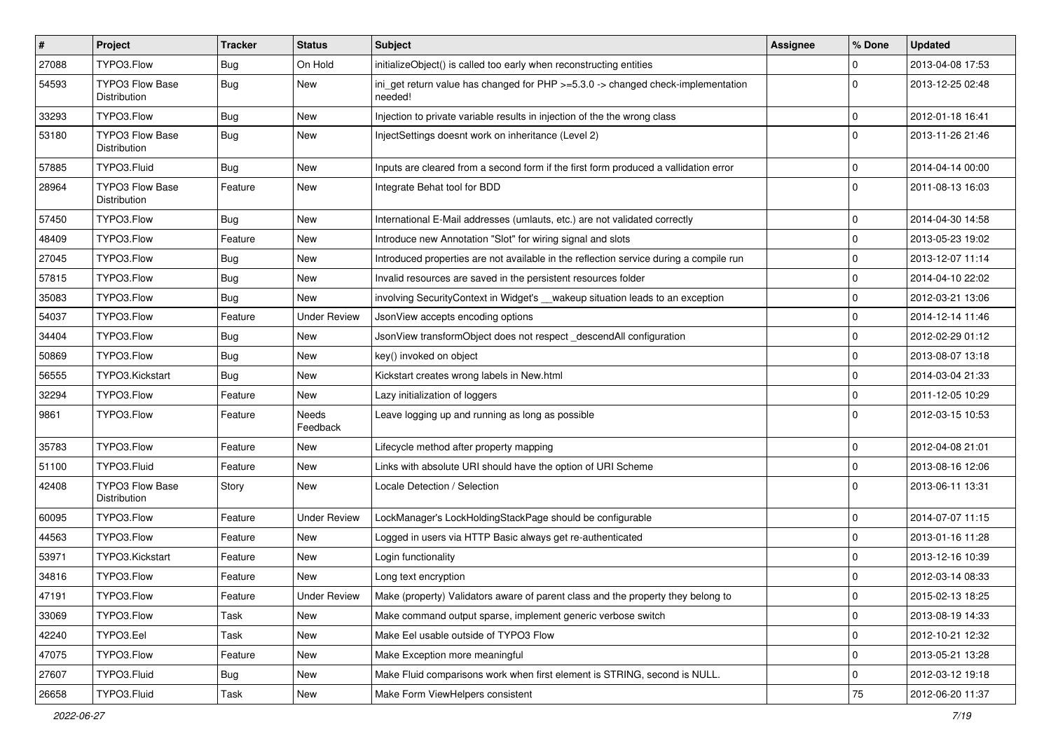| # | Project | Tracker | Status | Subject | Assignee | % Done | Updated |
|---|---|---|---|---|---|---|---|
| 27088 | TYPO3.Flow | Bug | On Hold | initializeObject() is called too early when reconstructing entities | | 0 | 2013-04-08 17:53 |
| 54593 | TYPO3 Flow Base Distribution | Bug | New | ini_get return value has changed for PHP >=5.3.0 -> changed check-implementation needed! | | 0 | 2013-12-25 02:48 |
| 33293 | TYPO3.Flow | Bug | New | Injection to private variable results in injection of the the wrong class | | 0 | 2012-01-18 16:41 |
| 53180 | TYPO3 Flow Base Distribution | Bug | New | InjectSettings doesnt work on inheritance (Level 2) | | 0 | 2013-11-26 21:46 |
| 57885 | TYPO3.Fluid | Bug | New | Inputs are cleared from a second form if the first form produced a vallidation error | | 0 | 2014-04-14 00:00 |
| 28964 | TYPO3 Flow Base Distribution | Feature | New | Integrate Behat tool for BDD | | 0 | 2011-08-13 16:03 |
| 57450 | TYPO3.Flow | Bug | New | International E-Mail addresses (umlauts, etc.) are not validated correctly | | 0 | 2014-04-30 14:58 |
| 48409 | TYPO3.Flow | Feature | New | Introduce new Annotation "Slot" for wiring signal and slots | | 0 | 2013-05-23 19:02 |
| 27045 | TYPO3.Flow | Bug | New | Introduced properties are not available in the reflection service during a compile run | | 0 | 2013-12-07 11:14 |
| 57815 | TYPO3.Flow | Bug | New | Invalid resources are saved in the persistent resources folder | | 0 | 2014-04-10 22:02 |
| 35083 | TYPO3.Flow | Bug | New | involving SecurityContext in Widget's __wakeup situation leads to an exception | | 0 | 2012-03-21 13:06 |
| 54037 | TYPO3.Flow | Feature | Under Review | JsonView accepts encoding options | | 0 | 2014-12-14 11:46 |
| 34404 | TYPO3.Flow | Bug | New | JsonView transformObject does not respect _descendAll configuration | | 0 | 2012-02-29 01:12 |
| 50869 | TYPO3.Flow | Bug | New | key() invoked on object | | 0 | 2013-08-07 13:18 |
| 56555 | TYPO3.Kickstart | Bug | New | Kickstart creates wrong labels in New.html | | 0 | 2014-03-04 21:33 |
| 32294 | TYPO3.Flow | Feature | New | Lazy initialization of loggers | | 0 | 2011-12-05 10:29 |
| 9861 | TYPO3.Flow | Feature | Needs Feedback | Leave logging up and running as long as possible | | 0 | 2012-03-15 10:53 |
| 35783 | TYPO3.Flow | Feature | New | Lifecycle method after property mapping | | 0 | 2012-04-08 21:01 |
| 51100 | TYPO3.Fluid | Feature | New | Links with absolute URI should have the option of URI Scheme | | 0 | 2013-08-16 12:06 |
| 42408 | TYPO3 Flow Base Distribution | Story | New | Locale Detection / Selection | | 0 | 2013-06-11 13:31 |
| 60095 | TYPO3.Flow | Feature | Under Review | LockManager's LockHoldingStackPage should be configurable | | 0 | 2014-07-07 11:15 |
| 44563 | TYPO3.Flow | Feature | New | Logged in users via HTTP Basic always get re-authenticated | | 0 | 2013-01-16 11:28 |
| 53971 | TYPO3.Kickstart | Feature | New | Login functionality | | 0 | 2013-12-16 10:39 |
| 34816 | TYPO3.Flow | Feature | New | Long text encryption | | 0 | 2012-03-14 08:33 |
| 47191 | TYPO3.Flow | Feature | Under Review | Make (property) Validators aware of parent class and the property they belong to | | 0 | 2015-02-13 18:25 |
| 33069 | TYPO3.Flow | Task | New | Make command output sparse, implement generic verbose switch | | 0 | 2013-08-19 14:33 |
| 42240 | TYPO3.Eel | Task | New | Make Eel usable outside of TYPO3 Flow | | 0 | 2012-10-21 12:32 |
| 47075 | TYPO3.Flow | Feature | New | Make Exception more meaningful | | 0 | 2013-05-21 13:28 |
| 27607 | TYPO3.Fluid | Bug | New | Make Fluid comparisons work when first element is STRING, second is NULL. | | 0 | 2012-03-12 19:18 |
| 26658 | TYPO3.Fluid | Task | New | Make Form ViewHelpers consistent | | 75 | 2012-06-20 11:37 |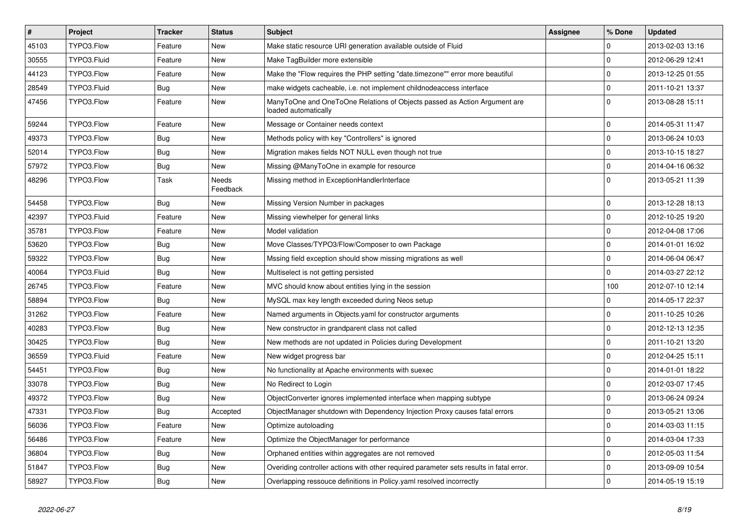| # | Project | Tracker | Status | Subject | Assignee | % Done | Updated |
|---|---|---|---|---|---|---|---|
| 45103 | TYPO3.Flow | Feature | New | Make static resource URI generation available outside of Fluid | | 0 | 2013-02-03 13:16 |
| 30555 | TYPO3.Fluid | Feature | New | Make TagBuilder more extensible | | 0 | 2012-06-29 12:41 |
| 44123 | TYPO3.Flow | Feature | New | Make the "Flow requires the PHP setting "date.timezone"" error more beautiful | | 0 | 2013-12-25 01:55 |
| 28549 | TYPO3.Fluid | Bug | New | make widgets cacheable, i.e. not implement childnodeaccess interface | | 0 | 2011-10-21 13:37 |
| 47456 | TYPO3.Flow | Feature | New | ManyToOne and OneToOne Relations of Objects passed as Action Argument are loaded automatically | | 0 | 2013-08-28 15:11 |
| 59244 | TYPO3.Flow | Feature | New | Message or Container needs context | | 0 | 2014-05-31 11:47 |
| 49373 | TYPO3.Flow | Bug | New | Methods policy with key "Controllers" is ignored | | 0 | 2013-06-24 10:03 |
| 52014 | TYPO3.Flow | Bug | New | Migration makes fields NOT NULL even though not true | | 0 | 2013-10-15 18:27 |
| 57972 | TYPO3.Flow | Bug | New | Missing @ManyToOne in example for resource | | 0 | 2014-04-16 06:32 |
| 48296 | TYPO3.Flow | Task | Needs Feedback | Missing method in ExceptionHandlerInterface | | 0 | 2013-05-21 11:39 |
| 54458 | TYPO3.Flow | Bug | New | Missing Version Number in packages | | 0 | 2013-12-28 18:13 |
| 42397 | TYPO3.Fluid | Feature | New | Missing viewhelper for general links | | 0 | 2012-10-25 19:20 |
| 35781 | TYPO3.Flow | Feature | New | Model validation | | 0 | 2012-04-08 17:06 |
| 53620 | TYPO3.Flow | Bug | New | Move Classes/TYPO3/Flow/Composer to own Package | | 0 | 2014-01-01 16:02 |
| 59322 | TYPO3.Flow | Bug | New | Mssing field exception should show missing migrations as well | | 0 | 2014-06-04 06:47 |
| 40064 | TYPO3.Fluid | Bug | New | Multiselect is not getting persisted | | 0 | 2014-03-27 22:12 |
| 26745 | TYPO3.Flow | Feature | New | MVC should know about entities lying in the session | | 100 | 2012-07-10 12:14 |
| 58894 | TYPO3.Flow | Bug | New | MySQL max key length exceeded during Neos setup | | 0 | 2014-05-17 22:37 |
| 31262 | TYPO3.Flow | Feature | New | Named arguments in Objects.yaml for constructor arguments | | 0 | 2011-10-25 10:26 |
| 40283 | TYPO3.Flow | Bug | New | New constructor in grandparent class not called | | 0 | 2012-12-13 12:35 |
| 30425 | TYPO3.Flow | Bug | New | New methods are not updated in Policies during Development | | 0 | 2011-10-21 13:20 |
| 36559 | TYPO3.Fluid | Feature | New | New widget progress bar | | 0 | 2012-04-25 15:11 |
| 54451 | TYPO3.Flow | Bug | New | No functionality at Apache environments with suexec | | 0 | 2014-01-01 18:22 |
| 33078 | TYPO3.Flow | Bug | New | No Redirect to Login | | 0 | 2012-03-07 17:45 |
| 49372 | TYPO3.Flow | Bug | New | ObjectConverter ignores implemented interface when mapping subtype | | 0 | 2013-06-24 09:24 |
| 47331 | TYPO3.Flow | Bug | Accepted | ObjectManager shutdown with Dependency Injection Proxy causes fatal errors | | 0 | 2013-05-21 13:06 |
| 56036 | TYPO3.Flow | Feature | New | Optimize autoloading | | 0 | 2014-03-03 11:15 |
| 56486 | TYPO3.Flow | Feature | New | Optimize the ObjectManager for performance | | 0 | 2014-03-04 17:33 |
| 36804 | TYPO3.Flow | Bug | New | Orphaned entities within aggregates are not removed | | 0 | 2012-05-03 11:54 |
| 51847 | TYPO3.Flow | Bug | New | Overiding controller actions with other required parameter sets results in fatal error. | | 0 | 2013-09-09 10:54 |
| 58927 | TYPO3.Flow | Bug | New | Overlapping ressouce definitions in Policy.yaml resolved incorrectly | | 0 | 2014-05-19 15:19 |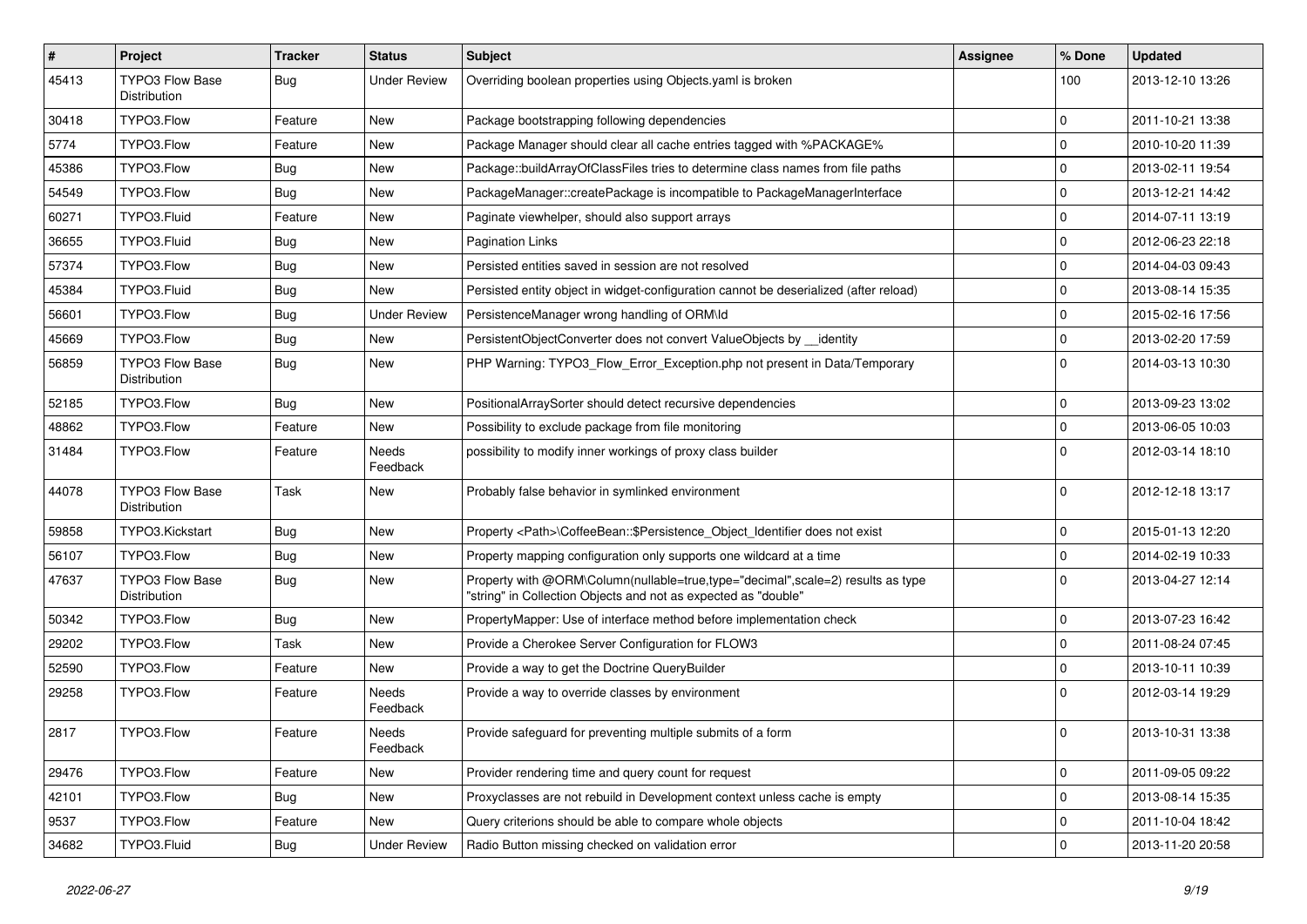| # | Project | Tracker | Status | Subject | Assignee | % Done | Updated |
|---|---|---|---|---|---|---|---|
| 45413 | TYPO3 Flow Base Distribution | Bug | Under Review | Overriding boolean properties using Objects.yaml is broken | | 100 | 2013-12-10 13:26 |
| 30418 | TYPO3.Flow | Feature | New | Package bootstrapping following dependencies | | 0 | 2011-10-21 13:38 |
| 5774 | TYPO3.Flow | Feature | New | Package Manager should clear all cache entries tagged with %PACKAGE% | | 0 | 2010-10-20 11:39 |
| 45386 | TYPO3.Flow | Bug | New | Package::buildArrayOfClassFiles tries to determine class names from file paths | | 0 | 2013-02-11 19:54 |
| 54549 | TYPO3.Flow | Bug | New | PackageManager::createPackage is incompatible to PackageManagerInterface | | 0 | 2013-12-21 14:42 |
| 60271 | TYPO3.Fluid | Feature | New | Paginate viewhelper, should also support arrays | | 0 | 2014-07-11 13:19 |
| 36655 | TYPO3.Fluid | Bug | New | Pagination Links | | 0 | 2012-06-23 22:18 |
| 57374 | TYPO3.Flow | Bug | New | Persisted entities saved in session are not resolved | | 0 | 2014-04-03 09:43 |
| 45384 | TYPO3.Fluid | Bug | New | Persisted entity object in widget-configuration cannot be deserialized (after reload) | | 0 | 2013-08-14 15:35 |
| 56601 | TYPO3.Flow | Bug | Under Review | PersistenceManager wrong handling of ORM\Id | | 0 | 2015-02-16 17:56 |
| 45669 | TYPO3.Flow | Bug | New | PersistentObjectConverter does not convert ValueObjects by __identity | | 0 | 2013-02-20 17:59 |
| 56859 | TYPO3 Flow Base Distribution | Bug | New | PHP Warning: TYPO3_Flow_Error_Exception.php not present in Data/Temporary | | 0 | 2014-03-13 10:30 |
| 52185 | TYPO3.Flow | Bug | New | PositionalArraySorter should detect recursive dependencies | | 0 | 2013-09-23 13:02 |
| 48862 | TYPO3.Flow | Feature | New | Possibility to exclude package from file monitoring | | 0 | 2013-06-05 10:03 |
| 31484 | TYPO3.Flow | Feature | Needs Feedback | possibility to modify inner workings of proxy class builder | | 0 | 2012-03-14 18:10 |
| 44078 | TYPO3 Flow Base Distribution | Task | New | Probably false behavior in symlinked environment | | 0 | 2012-12-18 13:17 |
| 59858 | TYPO3.Kickstart | Bug | New | Property <Path>\CoffeeBean::$Persistence_Object_Identifier does not exist | | 0 | 2015-01-13 12:20 |
| 56107 | TYPO3.Flow | Bug | New | Property mapping configuration only supports one wildcard at a time | | 0 | 2014-02-19 10:33 |
| 47637 | TYPO3 Flow Base Distribution | Bug | New | Property with @ORM\Column(nullable=true,type="decimal",scale=2) results as type "string" in Collection Objects and not as expected as "double" | | 0 | 2013-04-27 12:14 |
| 50342 | TYPO3.Flow | Bug | New | PropertyMapper: Use of interface method before implementation check | | 0 | 2013-07-23 16:42 |
| 29202 | TYPO3.Flow | Task | New | Provide a Cherokee Server Configuration for FLOW3 | | 0 | 2011-08-24 07:45 |
| 52590 | TYPO3.Flow | Feature | New | Provide a way to get the Doctrine QueryBuilder | | 0 | 2013-10-11 10:39 |
| 29258 | TYPO3.Flow | Feature | Needs Feedback | Provide a way to override classes by environment | | 0 | 2012-03-14 19:29 |
| 2817 | TYPO3.Flow | Feature | Needs Feedback | Provide safeguard for preventing multiple submits of a form | | 0 | 2013-10-31 13:38 |
| 29476 | TYPO3.Flow | Feature | New | Provider rendering time and query count for request | | 0 | 2011-09-05 09:22 |
| 42101 | TYPO3.Flow | Bug | New | Proxyclasses are not rebuild in Development context unless cache is empty | | 0 | 2013-08-14 15:35 |
| 9537 | TYPO3.Flow | Feature | New | Query criterions should be able to compare whole objects | | 0 | 2011-10-04 18:42 |
| 34682 | TYPO3.Fluid | Bug | Under Review | Radio Button missing checked on validation error | | 0 | 2013-11-20 20:58 |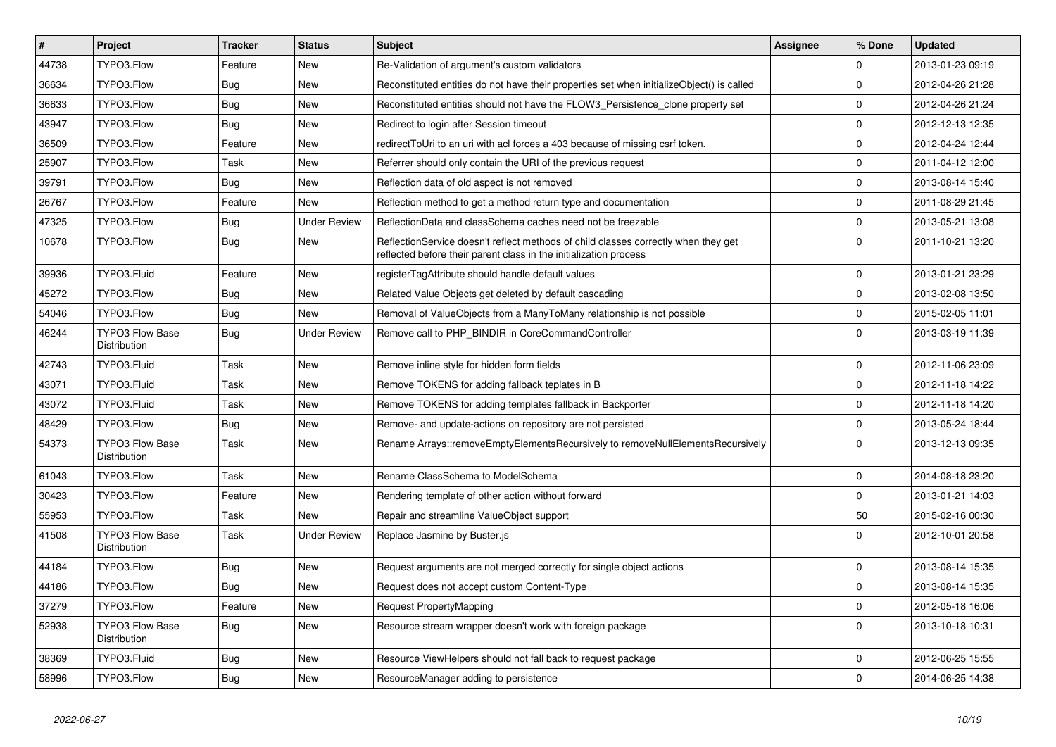| # | Project | Tracker | Status | Subject | Assignee | % Done | Updated |
|---|---|---|---|---|---|---|---|
| 44738 | TYPO3.Flow | Feature | New | Re-Validation of argument's custom validators | | 0 | 2013-01-23 09:19 |
| 36634 | TYPO3.Flow | Bug | New | Reconstituted entities do not have their properties set when initializeObject() is called | | 0 | 2012-04-26 21:28 |
| 36633 | TYPO3.Flow | Bug | New | Reconstituted entities should not have the FLOW3_Persistence_clone property set | | 0 | 2012-04-26 21:24 |
| 43947 | TYPO3.Flow | Bug | New | Redirect to login after Session timeout | | 0 | 2012-12-13 12:35 |
| 36509 | TYPO3.Flow | Feature | New | redirectToUri to an uri with acl forces a 403 because of missing csrf token. | | 0 | 2012-04-24 12:44 |
| 25907 | TYPO3.Flow | Task | New | Referrer should only contain the URI of the previous request | | 0 | 2011-04-12 12:00 |
| 39791 | TYPO3.Flow | Bug | New | Reflection data of old aspect is not removed | | 0 | 2013-08-14 15:40 |
| 26767 | TYPO3.Flow | Feature | New | Reflection method to get a method return type and documentation | | 0 | 2011-08-29 21:45 |
| 47325 | TYPO3.Flow | Bug | Under Review | ReflectionData and classSchema caches need not be freezable | | 0 | 2013-05-21 13:08 |
| 10678 | TYPO3.Flow | Bug | New | ReflectionService doesn't reflect methods of child classes correctly when they get reflected before their parent class in the initialization process | | 0 | 2011-10-21 13:20 |
| 39936 | TYPO3.Fluid | Feature | New | registerTagAttribute should handle default values | | 0 | 2013-01-21 23:29 |
| 45272 | TYPO3.Flow | Bug | New | Related Value Objects get deleted by default cascading | | 0 | 2013-02-08 13:50 |
| 54046 | TYPO3.Flow | Bug | New | Removal of ValueObjects from a ManyToMany relationship is not possible | | 0 | 2015-02-05 11:01 |
| 46244 | TYPO3 Flow Base Distribution | Bug | Under Review | Remove call to PHP_BINDIR in CoreCommandController | | 0 | 2013-03-19 11:39 |
| 42743 | TYPO3.Fluid | Task | New | Remove inline style for hidden form fields | | 0 | 2012-11-06 23:09 |
| 43071 | TYPO3.Fluid | Task | New | Remove TOKENS for adding fallback teplates in B | | 0 | 2012-11-18 14:22 |
| 43072 | TYPO3.Fluid | Task | New | Remove TOKENS for adding templates fallback in Backporter | | 0 | 2012-11-18 14:20 |
| 48429 | TYPO3.Flow | Bug | New | Remove- and update-actions on repository are not persisted | | 0 | 2013-05-24 18:44 |
| 54373 | TYPO3 Flow Base Distribution | Task | New | Rename Arrays::removeEmptyElementsRecursively to removeNullElementsRecursively | | 0 | 2013-12-13 09:35 |
| 61043 | TYPO3.Flow | Task | New | Rename ClassSchema to ModelSchema | | 0 | 2014-08-18 23:20 |
| 30423 | TYPO3.Flow | Feature | New | Rendering template of other action without forward | | 0 | 2013-01-21 14:03 |
| 55953 | TYPO3.Flow | Task | New | Repair and streamline ValueObject support | | 50 | 2015-02-16 00:30 |
| 41508 | TYPO3 Flow Base Distribution | Task | Under Review | Replace Jasmine by Buster.js | | 0 | 2012-10-01 20:58 |
| 44184 | TYPO3.Flow | Bug | New | Request arguments are not merged correctly for single object actions | | 0 | 2013-08-14 15:35 |
| 44186 | TYPO3.Flow | Bug | New | Request does not accept custom Content-Type | | 0 | 2013-08-14 15:35 |
| 37279 | TYPO3.Flow | Feature | New | Request PropertyMapping | | 0 | 2012-05-18 16:06 |
| 52938 | TYPO3 Flow Base Distribution | Bug | New | Resource stream wrapper doesn't work with foreign package | | 0 | 2013-10-18 10:31 |
| 38369 | TYPO3.Fluid | Bug | New | Resource ViewHelpers should not fall back to request package | | 0 | 2012-06-25 15:55 |
| 58996 | TYPO3.Flow | Bug | New | ResourceManager adding to persistence | | 0 | 2014-06-25 14:38 |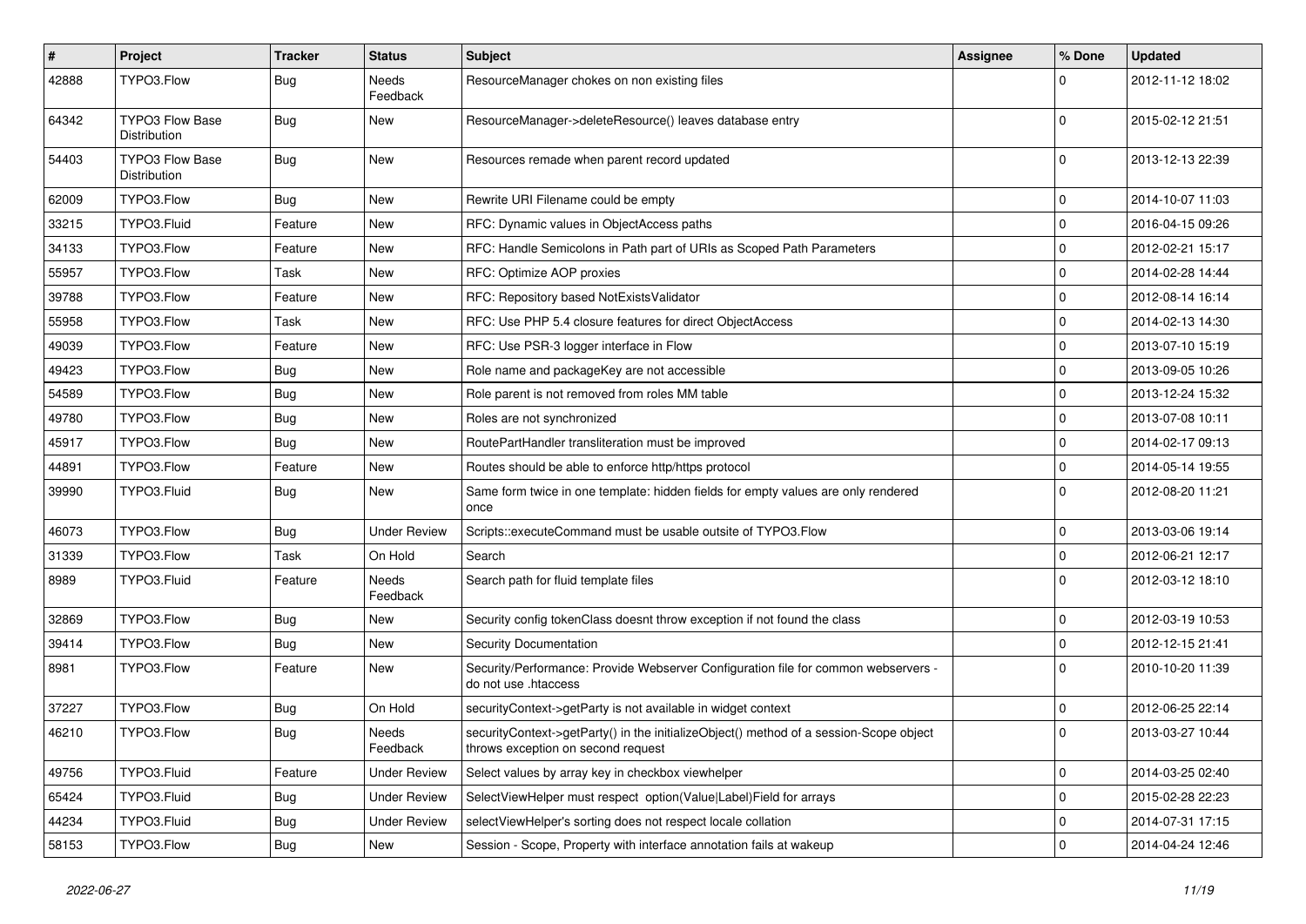| # | Project | Tracker | Status | Subject | Assignee | % Done | Updated |
|---|---|---|---|---|---|---|---|
| 42888 | TYPO3.Flow | Bug | Needs Feedback | ResourceManager chokes on non existing files | | 0 | 2012-11-12 18:02 |
| 64342 | TYPO3 Flow Base Distribution | Bug | New | ResourceManager->deleteResource() leaves database entry | | 0 | 2015-02-12 21:51 |
| 54403 | TYPO3 Flow Base Distribution | Bug | New | Resources remade when parent record updated | | 0 | 2013-12-13 22:39 |
| 62009 | TYPO3.Flow | Bug | New | Rewrite URI Filename could be empty | | 0 | 2014-10-07 11:03 |
| 33215 | TYPO3.Fluid | Feature | New | RFC: Dynamic values in ObjectAccess paths | | 0 | 2016-04-15 09:26 |
| 34133 | TYPO3.Flow | Feature | New | RFC: Handle Semicolons in Path part of URIs as Scoped Path Parameters | | 0 | 2012-02-21 15:17 |
| 55957 | TYPO3.Flow | Task | New | RFC: Optimize AOP proxies | | 0 | 2014-02-28 14:44 |
| 39788 | TYPO3.Flow | Feature | New | RFC: Repository based NotExistsValidator | | 0 | 2012-08-14 16:14 |
| 55958 | TYPO3.Flow | Task | New | RFC: Use PHP 5.4 closure features for direct ObjectAccess | | 0 | 2014-02-13 14:30 |
| 49039 | TYPO3.Flow | Feature | New | RFC: Use PSR-3 logger interface in Flow | | 0 | 2013-07-10 15:19 |
| 49423 | TYPO3.Flow | Bug | New | Role name and packageKey are not accessible | | 0 | 2013-09-05 10:26 |
| 54589 | TYPO3.Flow | Bug | New | Role parent is not removed from roles MM table | | 0 | 2013-12-24 15:32 |
| 49780 | TYPO3.Flow | Bug | New | Roles are not synchronized | | 0 | 2013-07-08 10:11 |
| 45917 | TYPO3.Flow | Bug | New | RoutePartHandler transliteration must be improved | | 0 | 2014-02-17 09:13 |
| 44891 | TYPO3.Flow | Feature | New | Routes should be able to enforce http/https protocol | | 0 | 2014-05-14 19:55 |
| 39990 | TYPO3.Fluid | Bug | New | Same form twice in one template: hidden fields for empty values are only rendered once | | 0 | 2012-08-20 11:21 |
| 46073 | TYPO3.Flow | Bug | Under Review | Scripts::executeCommand must be usable outsite of TYPO3.Flow | | 0 | 2013-03-06 19:14 |
| 31339 | TYPO3.Flow | Task | On Hold | Search | | 0 | 2012-06-21 12:17 |
| 8989 | TYPO3.Fluid | Feature | Needs Feedback | Search path for fluid template files | | 0 | 2012-03-12 18:10 |
| 32869 | TYPO3.Flow | Bug | New | Security config tokenClass doesnt throw exception if not found the class | | 0 | 2012-03-19 10:53 |
| 39414 | TYPO3.Flow | Bug | New | Security Documentation | | 0 | 2012-12-15 21:41 |
| 8981 | TYPO3.Flow | Feature | New | Security/Performance: Provide Webserver Configuration file for common webservers - do not use .htaccess | | 0 | 2010-10-20 11:39 |
| 37227 | TYPO3.Flow | Bug | On Hold | securityContext->getParty is not available in widget context | | 0 | 2012-06-25 22:14 |
| 46210 | TYPO3.Flow | Bug | Needs Feedback | securityContext->getParty() in the initializeObject() method of a session-Scope object throws exception on second request | | 0 | 2013-03-27 10:44 |
| 49756 | TYPO3.Fluid | Feature | Under Review | Select values by array key in checkbox viewhelper | | 0 | 2014-03-25 02:40 |
| 65424 | TYPO3.Fluid | Bug | Under Review | SelectViewHelper must respect option(Value\|Label)Field for arrays | | 0 | 2015-02-28 22:23 |
| 44234 | TYPO3.Fluid | Bug | Under Review | selectViewHelper's sorting does not respect locale collation | | 0 | 2014-07-31 17:15 |
| 58153 | TYPO3.Flow | Bug | New | Session - Scope, Property with interface annotation fails at wakeup | | 0 | 2014-04-24 12:46 |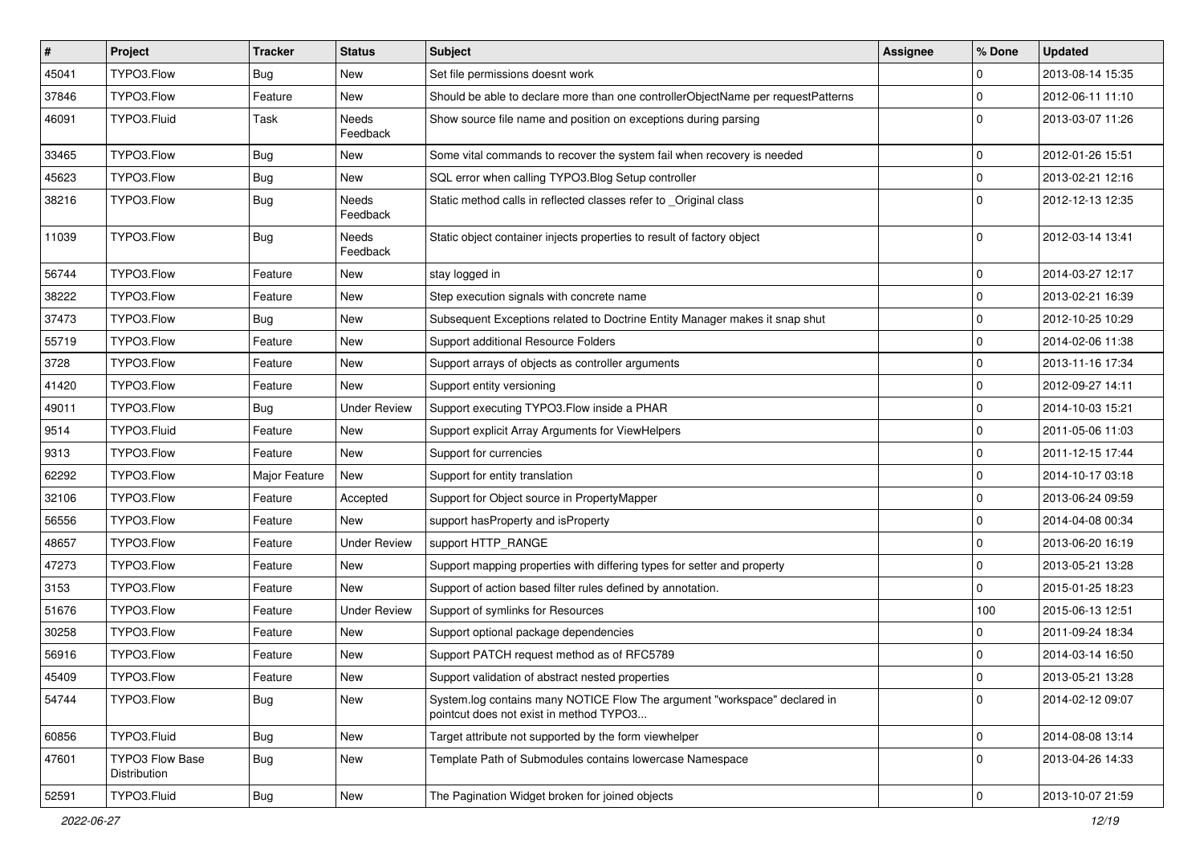| # | Project | Tracker | Status | Subject | Assignee | % Done | Updated |
|---|---|---|---|---|---|---|---|
| 45041 | TYPO3.Flow | Bug | New | Set file permissions doesnt work | | 0 | 2013-08-14 15:35 |
| 37846 | TYPO3.Flow | Feature | New | Should be able to declare more than one controllerObjectName per requestPatterns | | 0 | 2012-06-11 11:10 |
| 46091 | TYPO3.Fluid | Task | Needs Feedback | Show source file name and position on exceptions during parsing | | 0 | 2013-03-07 11:26 |
| 33465 | TYPO3.Flow | Bug | New | Some vital commands to recover the system fail when recovery is needed | | 0 | 2012-01-26 15:51 |
| 45623 | TYPO3.Flow | Bug | New | SQL error when calling TYPO3.Blog Setup controller | | 0 | 2013-02-21 12:16 |
| 38216 | TYPO3.Flow | Bug | Needs Feedback | Static method calls in reflected classes refer to _Original class | | 0 | 2012-12-13 12:35 |
| 11039 | TYPO3.Flow | Bug | Needs Feedback | Static object container injects properties to result of factory object | | 0 | 2012-03-14 13:41 |
| 56744 | TYPO3.Flow | Feature | New | stay logged in | | 0 | 2014-03-27 12:17 |
| 38222 | TYPO3.Flow | Feature | New | Step execution signals with concrete name | | 0 | 2013-02-21 16:39 |
| 37473 | TYPO3.Flow | Bug | New | Subsequent Exceptions related to Doctrine Entity Manager makes it snap shut | | 0 | 2012-10-25 10:29 |
| 55719 | TYPO3.Flow | Feature | New | Support additional Resource Folders | | 0 | 2014-02-06 11:38 |
| 3728 | TYPO3.Flow | Feature | New | Support arrays of objects as controller arguments | | 0 | 2013-11-16 17:34 |
| 41420 | TYPO3.Flow | Feature | New | Support entity versioning | | 0 | 2012-09-27 14:11 |
| 49011 | TYPO3.Flow | Bug | Under Review | Support executing TYPO3.Flow inside a PHAR | | 0 | 2014-10-03 15:21 |
| 9514 | TYPO3.Fluid | Feature | New | Support explicit Array Arguments for ViewHelpers | | 0 | 2011-05-06 11:03 |
| 9313 | TYPO3.Flow | Feature | New | Support for currencies | | 0 | 2011-12-15 17:44 |
| 62292 | TYPO3.Flow | Major Feature | New | Support for entity translation | | 0 | 2014-10-17 03:18 |
| 32106 | TYPO3.Flow | Feature | Accepted | Support for Object source in PropertyMapper | | 0 | 2013-06-24 09:59 |
| 56556 | TYPO3.Flow | Feature | New | support hasProperty and isProperty | | 0 | 2014-04-08 00:34 |
| 48657 | TYPO3.Flow | Feature | Under Review | support HTTP_RANGE | | 0 | 2013-06-20 16:19 |
| 47273 | TYPO3.Flow | Feature | New | Support mapping properties with differing types for setter and property | | 0 | 2013-05-21 13:28 |
| 3153 | TYPO3.Flow | Feature | New | Support of action based filter rules defined by annotation. | | 0 | 2015-01-25 18:23 |
| 51676 | TYPO3.Flow | Feature | Under Review | Support of symlinks for Resources | | 100 | 2015-06-13 12:51 |
| 30258 | TYPO3.Flow | Feature | New | Support optional package dependencies | | 0 | 2011-09-24 18:34 |
| 56916 | TYPO3.Flow | Feature | New | Support PATCH request method as of RFC5789 | | 0 | 2014-03-14 16:50 |
| 45409 | TYPO3.Flow | Feature | New | Support validation of abstract nested properties | | 0 | 2013-05-21 13:28 |
| 54744 | TYPO3.Flow | Bug | New | System.log contains many NOTICE Flow The argument "workspace" declared in pointcut does not exist in method TYPO3... | | 0 | 2014-02-12 09:07 |
| 60856 | TYPO3.Fluid | Bug | New | Target attribute not supported by the form viewhelper | | 0 | 2014-08-08 13:14 |
| 47601 | TYPO3 Flow Base Distribution | Bug | New | Template Path of Submodules contains lowercase Namespace | | 0 | 2013-04-26 14:33 |
| 52591 | TYPO3.Fluid | Bug | New | The Pagination Widget broken for joined objects | | 0 | 2013-10-07 21:59 |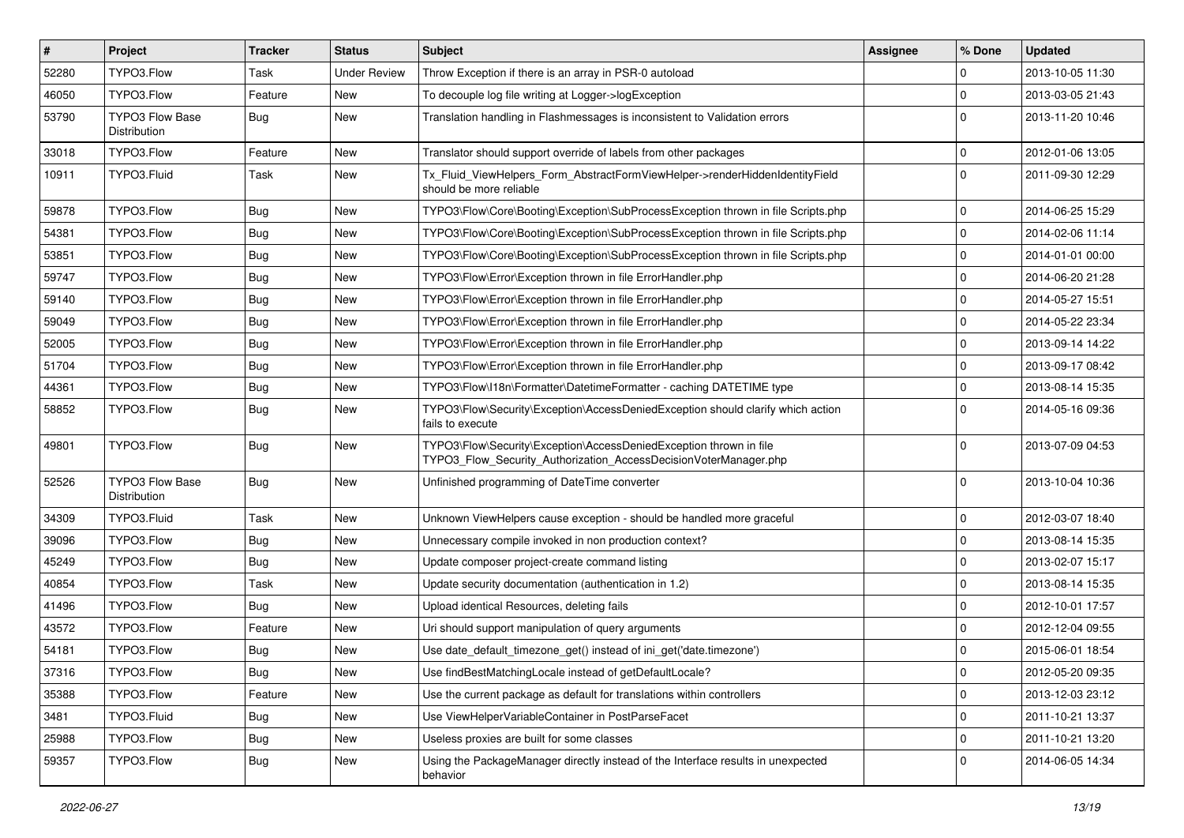| # | Project | Tracker | Status | Subject | Assignee | % Done | Updated |
|---|---|---|---|---|---|---|---|
| 52280 | TYPO3.Flow | Task | Under Review | Throw Exception if there is an array in PSR-0 autoload | | 0 | 2013-10-05 11:30 |
| 46050 | TYPO3.Flow | Feature | New | To decouple log file writing at Logger->logException | | 0 | 2013-03-05 21:43 |
| 53790 | TYPO3 Flow Base Distribution | Bug | New | Translation handling in Flashmessages is inconsistent to Validation errors | | 0 | 2013-11-20 10:46 |
| 33018 | TYPO3.Flow | Feature | New | Translator should support override of labels from other packages | | 0 | 2012-01-06 13:05 |
| 10911 | TYPO3.Fluid | Task | New | Tx_Fluid_ViewHelpers_Form_AbstractFormViewHelper->renderHiddenIdentityField should be more reliable | | 0 | 2011-09-30 12:29 |
| 59878 | TYPO3.Flow | Bug | New | TYPO3\Flow\Core\Booting\Exception\SubProcessException thrown in file Scripts.php | | 0 | 2014-06-25 15:29 |
| 54381 | TYPO3.Flow | Bug | New | TYPO3\Flow\Core\Booting\Exception\SubProcessException thrown in file Scripts.php | | 0 | 2014-02-06 11:14 |
| 53851 | TYPO3.Flow | Bug | New | TYPO3\Flow\Core\Booting\Exception\SubProcessException thrown in file Scripts.php | | 0 | 2014-01-01 00:00 |
| 59747 | TYPO3.Flow | Bug | New | TYPO3\Flow\Error\Exception thrown in file ErrorHandler.php | | 0 | 2014-06-20 21:28 |
| 59140 | TYPO3.Flow | Bug | New | TYPO3\Flow\Error\Exception thrown in file ErrorHandler.php | | 0 | 2014-05-27 15:51 |
| 59049 | TYPO3.Flow | Bug | New | TYPO3\Flow\Error\Exception thrown in file ErrorHandler.php | | 0 | 2014-05-22 23:34 |
| 52005 | TYPO3.Flow | Bug | New | TYPO3\Flow\Error\Exception thrown in file ErrorHandler.php | | 0 | 2013-09-14 14:22 |
| 51704 | TYPO3.Flow | Bug | New | TYPO3\Flow\Error\Exception thrown in file ErrorHandler.php | | 0 | 2013-09-17 08:42 |
| 44361 | TYPO3.Flow | Bug | New | TYPO3\Flow\I18n\Formatter\DatetimeFormatter - caching DATETIME type | | 0 | 2013-08-14 15:35 |
| 58852 | TYPO3.Flow | Bug | New | TYPO3\Flow\Security\Exception\AccessDeniedException should clarify which action fails to execute | | 0 | 2014-05-16 09:36 |
| 49801 | TYPO3.Flow | Bug | New | TYPO3\Flow\Security\Exception\AccessDeniedException thrown in file TYPO3_Flow_Security_Authorization_AccessDecisionVoterManager.php | | 0 | 2013-07-09 04:53 |
| 52526 | TYPO3 Flow Base Distribution | Bug | New | Unfinished programming of DateTime converter | | 0 | 2013-10-04 10:36 |
| 34309 | TYPO3.Fluid | Task | New | Unknown ViewHelpers cause exception - should be handled more graceful | | 0 | 2012-03-07 18:40 |
| 39096 | TYPO3.Flow | Bug | New | Unnecessary compile invoked in non production context? | | 0 | 2013-08-14 15:35 |
| 45249 | TYPO3.Flow | Bug | New | Update composer project-create command listing | | 0 | 2013-02-07 15:17 |
| 40854 | TYPO3.Flow | Task | New | Update security documentation (authentication in 1.2) | | 0 | 2013-08-14 15:35 |
| 41496 | TYPO3.Flow | Bug | New | Upload identical Resources, deleting fails | | 0 | 2012-10-01 17:57 |
| 43572 | TYPO3.Flow | Feature | New | Uri should support manipulation of query arguments | | 0 | 2012-12-04 09:55 |
| 54181 | TYPO3.Flow | Bug | New | Use date_default_timezone_get() instead of ini_get('date.timezone') | | 0 | 2015-06-01 18:54 |
| 37316 | TYPO3.Flow | Bug | New | Use findBestMatchingLocale instead of getDefaultLocale? | | 0 | 2012-05-20 09:35 |
| 35388 | TYPO3.Flow | Feature | New | Use the current package as default for translations within controllers | | 0 | 2013-12-03 23:12 |
| 3481 | TYPO3.Fluid | Bug | New | Use ViewHelperVariableContainer in PostParseFacet | | 0 | 2011-10-21 13:37 |
| 25988 | TYPO3.Flow | Bug | New | Useless proxies are built for some classes | | 0 | 2011-10-21 13:20 |
| 59357 | TYPO3.Flow | Bug | New | Using the PackageManager directly instead of the Interface results in unexpected behavior | | 0 | 2014-06-05 14:34 |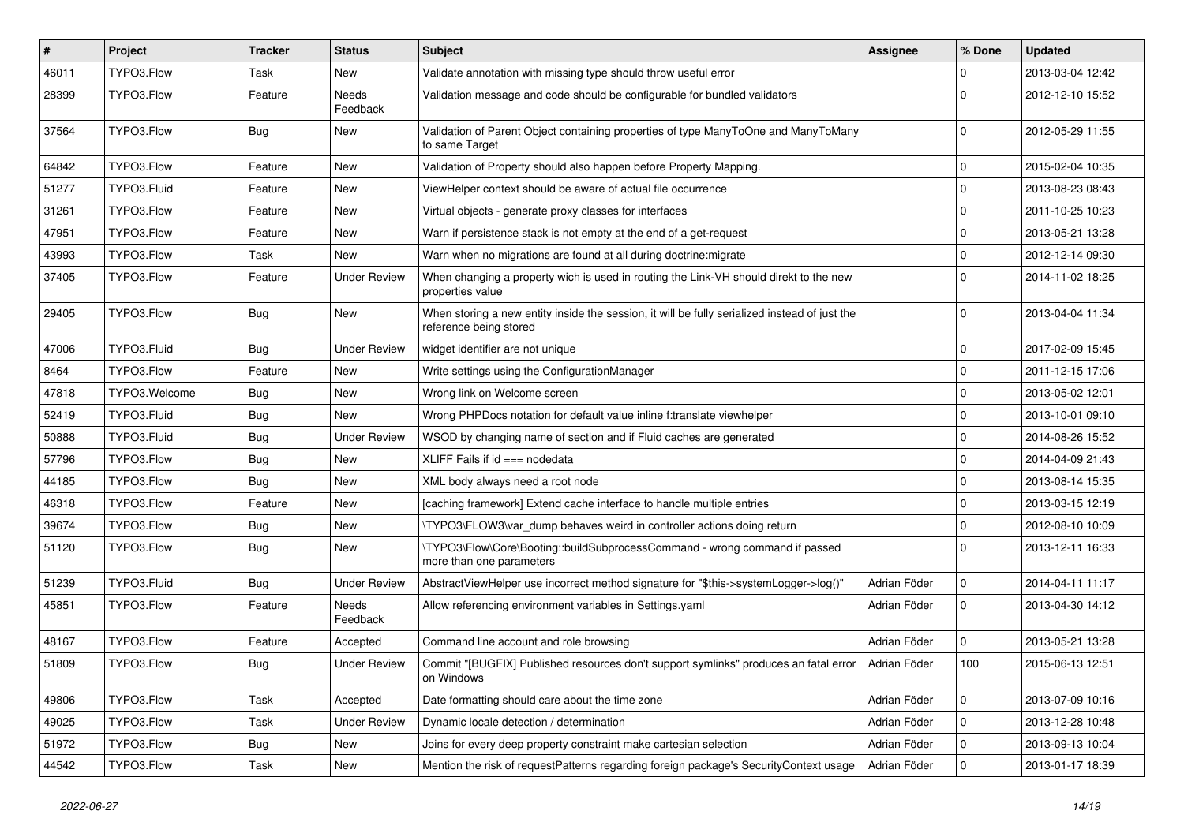| # | Project | Tracker | Status | Subject | Assignee | % Done | Updated |
|---|---|---|---|---|---|---|---|
| 46011 | TYPO3.Flow | Task | New | Validate annotation with missing type should throw useful error | | 0 | 2013-03-04 12:42 |
| 28399 | TYPO3.Flow | Feature | Needs Feedback | Validation message and code should be configurable for bundled validators | | 0 | 2012-12-10 15:52 |
| 37564 | TYPO3.Flow | Bug | New | Validation of Parent Object containing properties of type ManyToOne and ManyToMany to same Target | | 0 | 2012-05-29 11:55 |
| 64842 | TYPO3.Flow | Feature | New | Validation of Property should also happen before Property Mapping. | | 0 | 2015-02-04 10:35 |
| 51277 | TYPO3.Fluid | Feature | New | ViewHelper context should be aware of actual file occurrence | | 0 | 2013-08-23 08:43 |
| 31261 | TYPO3.Flow | Feature | New | Virtual objects - generate proxy classes for interfaces | | 0 | 2011-10-25 10:23 |
| 47951 | TYPO3.Flow | Feature | New | Warn if persistence stack is not empty at the end of a get-request | | 0 | 2013-05-21 13:28 |
| 43993 | TYPO3.Flow | Task | New | Warn when no migrations are found at all during doctrine:migrate | | 0 | 2012-12-14 09:30 |
| 37405 | TYPO3.Flow | Feature | Under Review | When changing a property wich is used in routing the Link-VH should direkt to the new properties value | | 0 | 2014-11-02 18:25 |
| 29405 | TYPO3.Flow | Bug | New | When storing a new entity inside the session, it will be fully serialized instead of just the reference being stored | | 0 | 2013-04-04 11:34 |
| 47006 | TYPO3.Fluid | Bug | Under Review | widget identifier are not unique | | 0 | 2017-02-09 15:45 |
| 8464 | TYPO3.Flow | Feature | New | Write settings using the ConfigurationManager | | 0 | 2011-12-15 17:06 |
| 47818 | TYPO3.Welcome | Bug | New | Wrong link on Welcome screen | | 0 | 2013-05-02 12:01 |
| 52419 | TYPO3.Fluid | Bug | New | Wrong PHPDocs notation for default value inline f:translate viewhelper | | 0 | 2013-10-01 09:10 |
| 50888 | TYPO3.Fluid | Bug | Under Review | WSOD by changing name of section and if Fluid caches are generated | | 0 | 2014-08-26 15:52 |
| 57796 | TYPO3.Flow | Bug | New | XLIFF Fails if id === nodedata | | 0 | 2014-04-09 21:43 |
| 44185 | TYPO3.Flow | Bug | New | XML body always need a root node | | 0 | 2013-08-14 15:35 |
| 46318 | TYPO3.Flow | Feature | New | [caching framework] Extend cache interface to handle multiple entries | | 0 | 2013-03-15 12:19 |
| 39674 | TYPO3.Flow | Bug | New | \TYPO3\FLOW3\var_dump behaves weird in controller actions doing return | | 0 | 2012-08-10 10:09 |
| 51120 | TYPO3.Flow | Bug | New | \TYPO3\Flow\Core\Booting::buildSubprocessCommand - wrong command if passed more than one parameters | | 0 | 2013-12-11 16:33 |
| 51239 | TYPO3.Fluid | Bug | Under Review | AbstractViewHelper use incorrect method signature for "$this->systemLogger->log()" | Adrian Föder | 0 | 2014-04-11 11:17 |
| 45851 | TYPO3.Flow | Feature | Needs Feedback | Allow referencing environment variables in Settings.yaml | Adrian Föder | 0 | 2013-04-30 14:12 |
| 48167 | TYPO3.Flow | Feature | Accepted | Command line account and role browsing | Adrian Föder | 0 | 2013-05-21 13:28 |
| 51809 | TYPO3.Flow | Bug | Under Review | Commit "[BUGFIX] Published resources don't support symlinks" produces an fatal error on Windows | Adrian Föder | 100 | 2015-06-13 12:51 |
| 49806 | TYPO3.Flow | Task | Accepted | Date formatting should care about the time zone | Adrian Föder | 0 | 2013-07-09 10:16 |
| 49025 | TYPO3.Flow | Task | Under Review | Dynamic locale detection / determination | Adrian Föder | 0 | 2013-12-28 10:48 |
| 51972 | TYPO3.Flow | Bug | New | Joins for every deep property constraint make cartesian selection | Adrian Föder | 0 | 2013-09-13 10:04 |
| 44542 | TYPO3.Flow | Task | New | Mention the risk of requestPatterns regarding foreign package's SecurityContext usage | Adrian Föder | 0 | 2013-01-17 18:39 |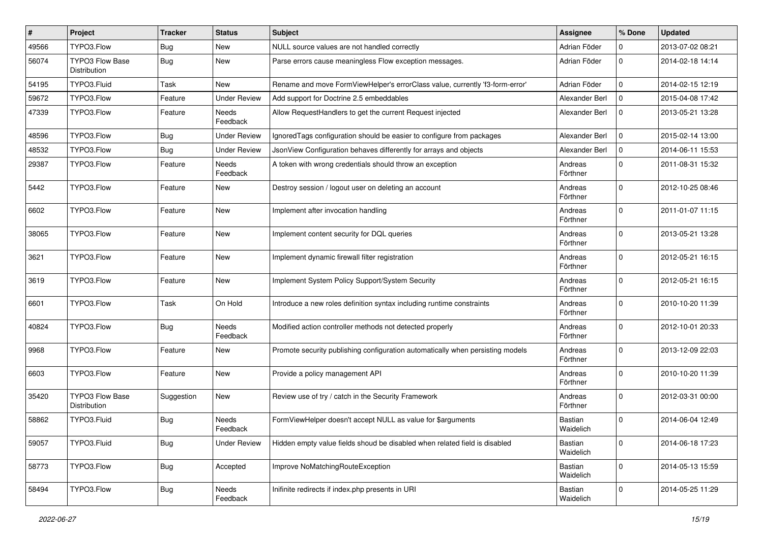| # | Project | Tracker | Status | Subject | Assignee | % Done | Updated |
|---|---|---|---|---|---|---|---|
| 49566 | TYPO3.Flow | Bug | New | NULL source values are not handled correctly | Adrian Föder | 0 | 2013-07-02 08:21 |
| 56074 | TYPO3 Flow Base Distribution | Bug | New | Parse errors cause meaningless Flow exception messages. | Adrian Föder | 0 | 2014-02-18 14:14 |
| 54195 | TYPO3.Fluid | Task | New | Rename and move FormViewHelper's errorClass value, currently 'f3-form-error' | Adrian Föder | 0 | 2014-02-15 12:19 |
| 59672 | TYPO3.Flow | Feature | Under Review | Add support for Doctrine 2.5 embeddables | Alexander Berl | 0 | 2015-04-08 17:42 |
| 47339 | TYPO3.Flow | Feature | Needs Feedback | Allow RequestHandlers to get the current Request injected | Alexander Berl | 0 | 2013-05-21 13:28 |
| 48596 | TYPO3.Flow | Bug | Under Review | IgnoredTags configuration should be easier to configure from packages | Alexander Berl | 0 | 2015-02-14 13:00 |
| 48532 | TYPO3.Flow | Bug | Under Review | JsonView Configuration behaves differently for arrays and objects | Alexander Berl | 0 | 2014-06-11 15:53 |
| 29387 | TYPO3.Flow | Feature | Needs Feedback | A token with wrong credentials should throw an exception | Andreas Förthner | 0 | 2011-08-31 15:32 |
| 5442 | TYPO3.Flow | Feature | New | Destroy session / logout user on deleting an account | Andreas Förthner | 0 | 2012-10-25 08:46 |
| 6602 | TYPO3.Flow | Feature | New | Implement after invocation handling | Andreas Förthner | 0 | 2011-01-07 11:15 |
| 38065 | TYPO3.Flow | Feature | New | Implement content security for DQL queries | Andreas Förthner | 0 | 2013-05-21 13:28 |
| 3621 | TYPO3.Flow | Feature | New | Implement dynamic firewall filter registration | Andreas Förthner | 0 | 2012-05-21 16:15 |
| 3619 | TYPO3.Flow | Feature | New | Implement System Policy Support/System Security | Andreas Förthner | 0 | 2012-05-21 16:15 |
| 6601 | TYPO3.Flow | Task | On Hold | Introduce a new roles definition syntax including runtime constraints | Andreas Förthner | 0 | 2010-10-20 11:39 |
| 40824 | TYPO3.Flow | Bug | Needs Feedback | Modified action controller methods not detected properly | Andreas Förthner | 0 | 2012-10-01 20:33 |
| 9968 | TYPO3.Flow | Feature | New | Promote security publishing configuration automatically when persisting models | Andreas Förthner | 0 | 2013-12-09 22:03 |
| 6603 | TYPO3.Flow | Feature | New | Provide a policy management API | Andreas Förthner | 0 | 2010-10-20 11:39 |
| 35420 | TYPO3 Flow Base Distribution | Suggestion | New | Review use of try / catch in the Security Framework | Andreas Förthner | 0 | 2012-03-31 00:00 |
| 58862 | TYPO3.Fluid | Bug | Needs Feedback | FormViewHelper doesn't accept NULL as value for $arguments | Bastian Waidelich | 0 | 2014-06-04 12:49 |
| 59057 | TYPO3.Fluid | Bug | Under Review | Hidden empty value fields shoud be disabled when related field is disabled | Bastian Waidelich | 0 | 2014-06-18 17:23 |
| 58773 | TYPO3.Flow | Bug | Accepted | Improve NoMatchingRouteException | Bastian Waidelich | 0 | 2014-05-13 15:59 |
| 58494 | TYPO3.Flow | Bug | Needs Feedback | Inifinite redirects if index.php presents in URI | Bastian Waidelich | 0 | 2014-05-25 11:29 |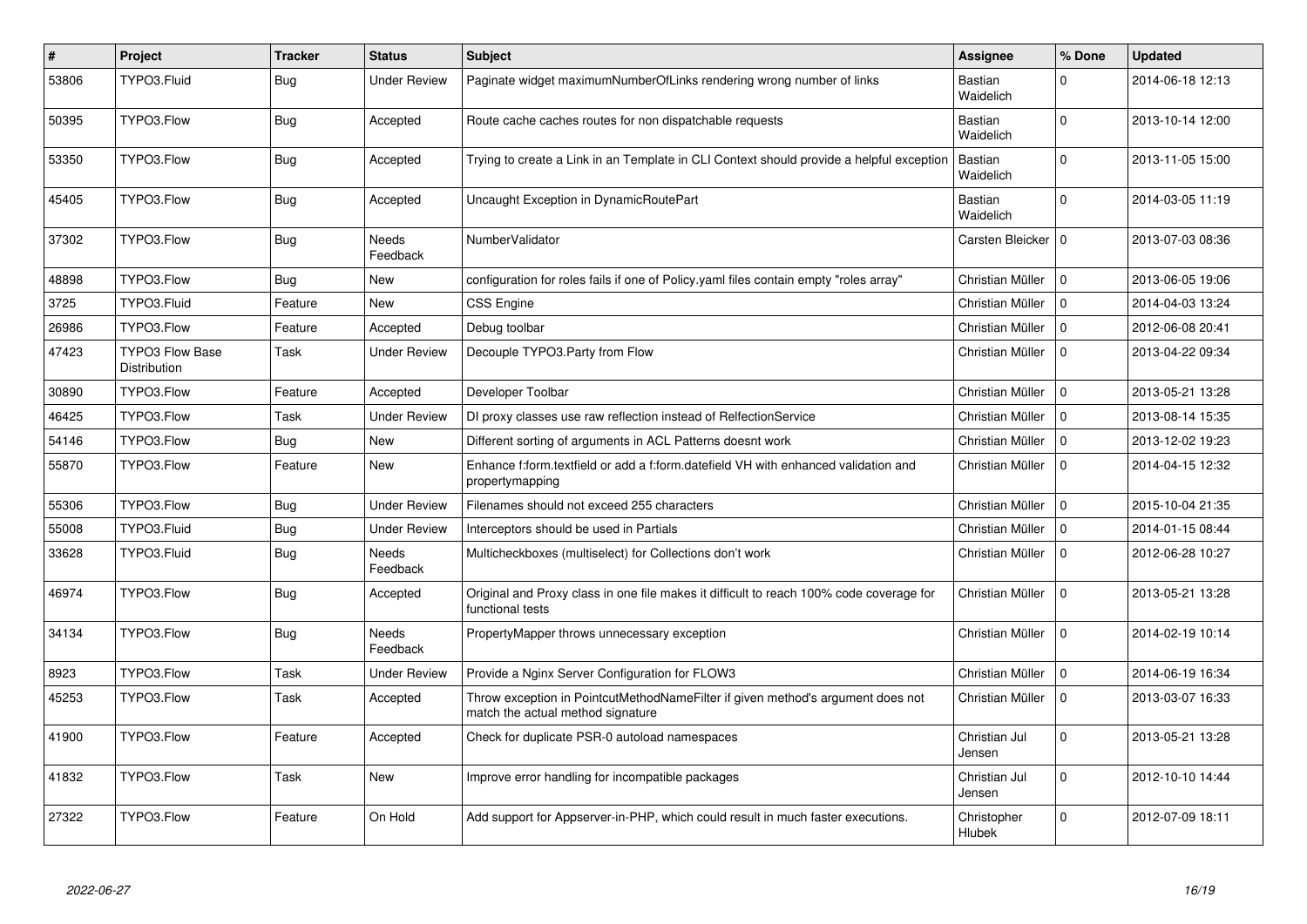| # | Project | Tracker | Status | Subject | Assignee | % Done | Updated |
|---|---|---|---|---|---|---|---|
| 53806 | TYPO3.Fluid | Bug | Under Review | Paginate widget maximumNumberOfLinks rendering wrong number of links | Bastian Waidelich | 0 | 2014-06-18 12:13 |
| 50395 | TYPO3.Flow | Bug | Accepted | Route cache caches routes for non dispatchable requests | Bastian Waidelich | 0 | 2013-10-14 12:00 |
| 53350 | TYPO3.Flow | Bug | Accepted | Trying to create a Link in an Template in CLI Context should provide a helpful exception | Bastian Waidelich | 0 | 2013-11-05 15:00 |
| 45405 | TYPO3.Flow | Bug | Accepted | Uncaught Exception in DynamicRoutePart | Bastian Waidelich | 0 | 2014-03-05 11:19 |
| 37302 | TYPO3.Flow | Bug | Needs Feedback | NumberValidator | Carsten Bleicker | 0 | 2013-07-03 08:36 |
| 48898 | TYPO3.Flow | Bug | New | configuration for roles fails if one of Policy.yaml files contain empty "roles array" | Christian Müller | 0 | 2013-06-05 19:06 |
| 3725 | TYPO3.Fluid | Feature | New | CSS Engine | Christian Müller | 0 | 2014-04-03 13:24 |
| 26986 | TYPO3.Flow | Feature | Accepted | Debug toolbar | Christian Müller | 0 | 2012-06-08 20:41 |
| 47423 | TYPO3 Flow Base Distribution | Task | Under Review | Decouple TYPO3.Party from Flow | Christian Müller | 0 | 2013-04-22 09:34 |
| 30890 | TYPO3.Flow | Feature | Accepted | Developer Toolbar | Christian Müller | 0 | 2013-05-21 13:28 |
| 46425 | TYPO3.Flow | Task | Under Review | DI proxy classes use raw reflection instead of RelfectionService | Christian Müller | 0 | 2013-08-14 15:35 |
| 54146 | TYPO3.Flow | Bug | New | Different sorting of arguments in ACL Patterns doesnt work | Christian Müller | 0 | 2013-12-02 19:23 |
| 55870 | TYPO3.Flow | Feature | New | Enhance f:form.textfield or add a f:form.datefield VH with enhanced validation and propertymapping | Christian Müller | 0 | 2014-04-15 12:32 |
| 55306 | TYPO3.Flow | Bug | Under Review | Filenames should not exceed 255 characters | Christian Müller | 0 | 2015-10-04 21:35 |
| 55008 | TYPO3.Fluid | Bug | Under Review | Interceptors should be used in Partials | Christian Müller | 0 | 2014-01-15 08:44 |
| 33628 | TYPO3.Fluid | Bug | Needs Feedback | Multicheckboxes (multiselect) for Collections don't work | Christian Müller | 0 | 2012-06-28 10:27 |
| 46974 | TYPO3.Flow | Bug | Accepted | Original and Proxy class in one file makes it difficult to reach 100% code coverage for functional tests | Christian Müller | 0 | 2013-05-21 13:28 |
| 34134 | TYPO3.Flow | Bug | Needs Feedback | PropertyMapper throws unnecessary exception | Christian Müller | 0 | 2014-02-19 10:14 |
| 8923 | TYPO3.Flow | Task | Under Review | Provide a Nginx Server Configuration for FLOW3 | Christian Müller | 0 | 2014-06-19 16:34 |
| 45253 | TYPO3.Flow | Task | Accepted | Throw exception in PointcutMethodNameFilter if given method's argument does not match the actual method signature | Christian Müller | 0 | 2013-03-07 16:33 |
| 41900 | TYPO3.Flow | Feature | Accepted | Check for duplicate PSR-0 autoload namespaces | Christian Jul Jensen | 0 | 2013-05-21 13:28 |
| 41832 | TYPO3.Flow | Task | New | Improve error handling for incompatible packages | Christian Jul Jensen | 0 | 2012-10-10 14:44 |
| 27322 | TYPO3.Flow | Feature | On Hold | Add support for Appserver-in-PHP, which could result in much faster executions. | Christopher Hlubek | 0 | 2012-07-09 18:11 |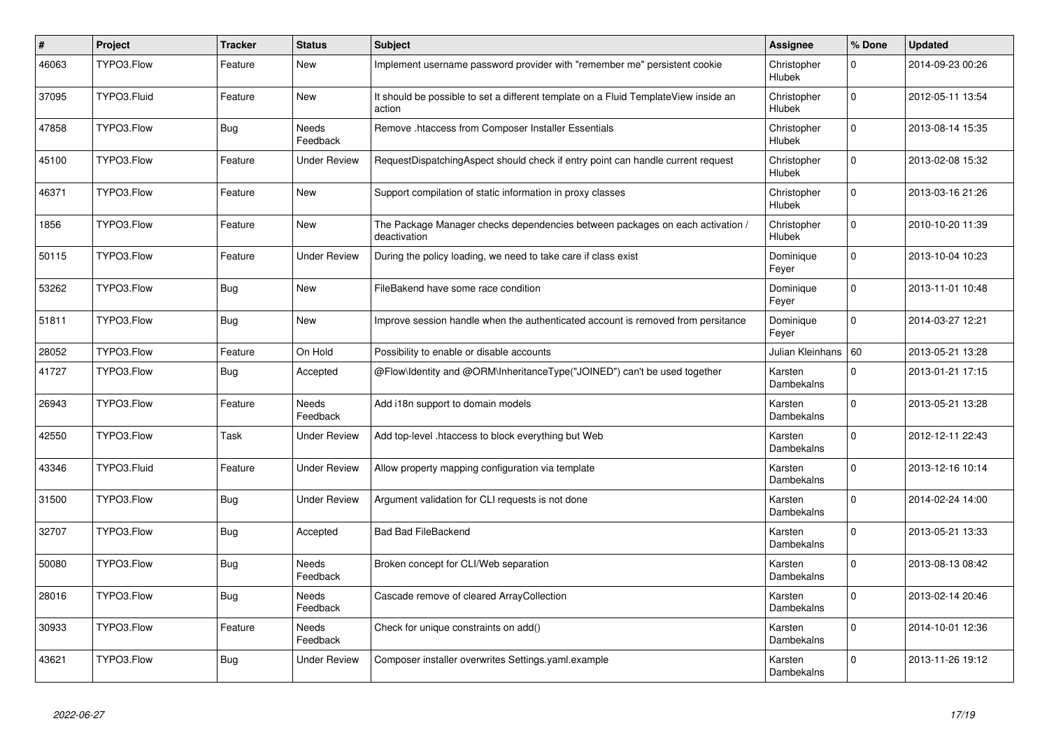| # | Project | Tracker | Status | Subject | Assignee | % Done | Updated |
|---|---|---|---|---|---|---|---|
| 46063 | TYPO3.Flow | Feature | New | Implement username password provider with "remember me" persistent cookie | Christopher Hlubek | 0 | 2014-09-23 00:26 |
| 37095 | TYPO3.Fluid | Feature | New | It should be possible to set a different template on a Fluid TemplateView inside an action | Christopher Hlubek | 0 | 2012-05-11 13:54 |
| 47858 | TYPO3.Flow | Bug | Needs Feedback | Remove .htaccess from Composer Installer Essentials | Christopher Hlubek | 0 | 2013-08-14 15:35 |
| 45100 | TYPO3.Flow | Feature | Under Review | RequestDispatchingAspect should check if entry point can handle current request | Christopher Hlubek | 0 | 2013-02-08 15:32 |
| 46371 | TYPO3.Flow | Feature | New | Support compilation of static information in proxy classes | Christopher Hlubek | 0 | 2013-03-16 21:26 |
| 1856 | TYPO3.Flow | Feature | New | The Package Manager checks dependencies between packages on each activation / deactivation | Christopher Hlubek | 0 | 2010-10-20 11:39 |
| 50115 | TYPO3.Flow | Feature | Under Review | During the policy loading, we need to take care if class exist | Dominique Feyer | 0 | 2013-10-04 10:23 |
| 53262 | TYPO3.Flow | Bug | New | FileBakend have some race condition | Dominique Feyer | 0 | 2013-11-01 10:48 |
| 51811 | TYPO3.Flow | Bug | New | Improve session handle when the authenticated account is removed from persitance | Dominique Feyer | 0 | 2014-03-27 12:21 |
| 28052 | TYPO3.Flow | Feature | On Hold | Possibility to enable or disable accounts | Julian Kleinhans | 60 | 2013-05-21 13:28 |
| 41727 | TYPO3.Flow | Bug | Accepted | @Flow\Identity and @ORM\InheritanceType("JOINED") can't be used together | Karsten Dambekalns | 0 | 2013-01-21 17:15 |
| 26943 | TYPO3.Flow | Feature | Needs Feedback | Add i18n support to domain models | Karsten Dambekalns | 0 | 2013-05-21 13:28 |
| 42550 | TYPO3.Flow | Task | Under Review | Add top-level .htaccess to block everything but Web | Karsten Dambekalns | 0 | 2012-12-11 22:43 |
| 43346 | TYPO3.Fluid | Feature | Under Review | Allow property mapping configuration via template | Karsten Dambekalns | 0 | 2013-12-16 10:14 |
| 31500 | TYPO3.Flow | Bug | Under Review | Argument validation for CLI requests is not done | Karsten Dambekalns | 0 | 2014-02-24 14:00 |
| 32707 | TYPO3.Flow | Bug | Accepted | Bad Bad FileBackend | Karsten Dambekalns | 0 | 2013-05-21 13:33 |
| 50080 | TYPO3.Flow | Bug | Needs Feedback | Broken concept for CLI/Web separation | Karsten Dambekalns | 0 | 2013-08-13 08:42 |
| 28016 | TYPO3.Flow | Bug | Needs Feedback | Cascade remove of cleared ArrayCollection | Karsten Dambekalns | 0 | 2013-02-14 20:46 |
| 30933 | TYPO3.Flow | Feature | Needs Feedback | Check for unique constraints on add() | Karsten Dambekalns | 0 | 2014-10-01 12:36 |
| 43621 | TYPO3.Flow | Bug | Under Review | Composer installer overwrites Settings.yaml.example | Karsten Dambekalns | 0 | 2013-11-26 19:12 |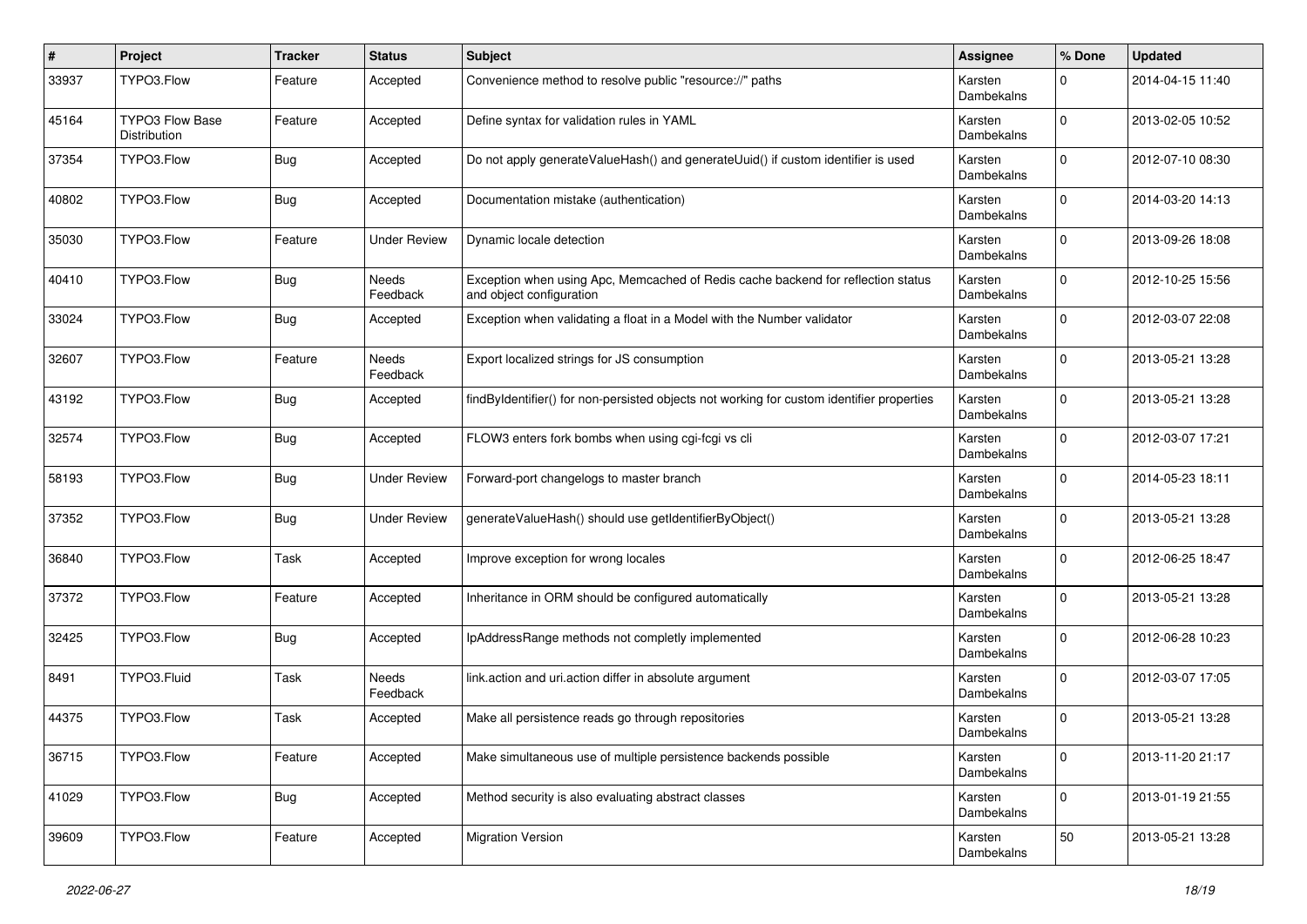| # | Project | Tracker | Status | Subject | Assignee | % Done | Updated |
|---|---|---|---|---|---|---|---|
| 33937 | TYPO3.Flow | Feature | Accepted | Convenience method to resolve public "resource://" paths | Karsten Dambekalns | 0 | 2014-04-15 11:40 |
| 45164 | TYPO3 Flow Base Distribution | Feature | Accepted | Define syntax for validation rules in YAML | Karsten Dambekalns | 0 | 2013-02-05 10:52 |
| 37354 | TYPO3.Flow | Bug | Accepted | Do not apply generateValueHash() and generateUuid() if custom identifier is used | Karsten Dambekalns | 0 | 2012-07-10 08:30 |
| 40802 | TYPO3.Flow | Bug | Accepted | Documentation mistake (authentication) | Karsten Dambekalns | 0 | 2014-03-20 14:13 |
| 35030 | TYPO3.Flow | Feature | Under Review | Dynamic locale detection | Karsten Dambekalns | 0 | 2013-09-26 18:08 |
| 40410 | TYPO3.Flow | Bug | Needs Feedback | Exception when using Apc, Memcached of Redis cache backend for reflection status and object configuration | Karsten Dambekalns | 0 | 2012-10-25 15:56 |
| 33024 | TYPO3.Flow | Bug | Accepted | Exception when validating a float in a Model with the Number validator | Karsten Dambekalns | 0 | 2012-03-07 22:08 |
| 32607 | TYPO3.Flow | Feature | Needs Feedback | Export localized strings for JS consumption | Karsten Dambekalns | 0 | 2013-05-21 13:28 |
| 43192 | TYPO3.Flow | Bug | Accepted | findByIdentifier() for non-persisted objects not working for custom identifier properties | Karsten Dambekalns | 0 | 2013-05-21 13:28 |
| 32574 | TYPO3.Flow | Bug | Accepted | FLOW3 enters fork bombs when using cgi-fcgi vs cli | Karsten Dambekalns | 0 | 2012-03-07 17:21 |
| 58193 | TYPO3.Flow | Bug | Under Review | Forward-port changelogs to master branch | Karsten Dambekalns | 0 | 2014-05-23 18:11 |
| 37352 | TYPO3.Flow | Bug | Under Review | generateValueHash() should use getIdentifierByObject() | Karsten Dambekalns | 0 | 2013-05-21 13:28 |
| 36840 | TYPO3.Flow | Task | Accepted | Improve exception for wrong locales | Karsten Dambekalns | 0 | 2012-06-25 18:47 |
| 37372 | TYPO3.Flow | Feature | Accepted | Inheritance in ORM should be configured automatically | Karsten Dambekalns | 0 | 2013-05-21 13:28 |
| 32425 | TYPO3.Flow | Bug | Accepted | IpAddressRange methods not completly implemented | Karsten Dambekalns | 0 | 2012-06-28 10:23 |
| 8491 | TYPO3.Fluid | Task | Needs Feedback | link.action and uri.action differ in absolute argument | Karsten Dambekalns | 0 | 2012-03-07 17:05 |
| 44375 | TYPO3.Flow | Task | Accepted | Make all persistence reads go through repositories | Karsten Dambekalns | 0 | 2013-05-21 13:28 |
| 36715 | TYPO3.Flow | Feature | Accepted | Make simultaneous use of multiple persistence backends possible | Karsten Dambekalns | 0 | 2013-11-20 21:17 |
| 41029 | TYPO3.Flow | Bug | Accepted | Method security is also evaluating abstract classes | Karsten Dambekalns | 0 | 2013-01-19 21:55 |
| 39609 | TYPO3.Flow | Feature | Accepted | Migration Version | Karsten Dambekalns | 50 | 2013-05-21 13:28 |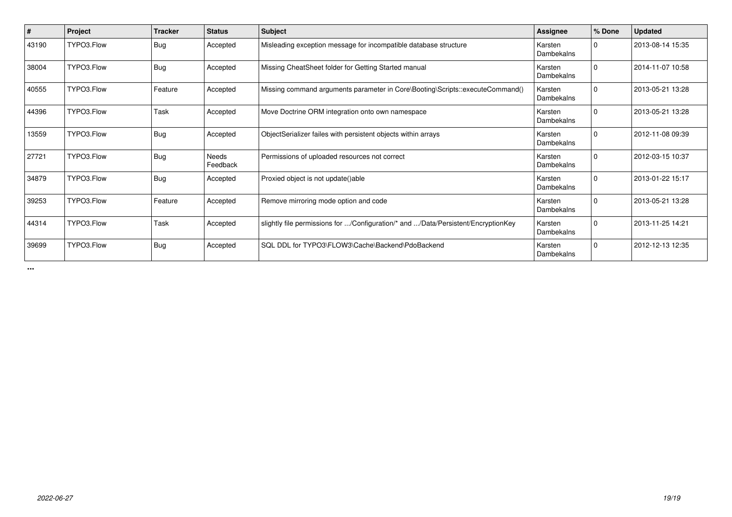| # | Project | Tracker | Status | Subject | Assignee | % Done | Updated |
|---|---|---|---|---|---|---|---|
| 43190 | TYPO3.Flow | Bug | Accepted | Misleading exception message for incompatible database structure | Karsten Dambekalns | 0 | 2013-08-14 15:35 |
| 38004 | TYPO3.Flow | Bug | Accepted | Missing CheatSheet folder for Getting Started manual | Karsten Dambekalns | 0 | 2014-11-07 10:58 |
| 40555 | TYPO3.Flow | Feature | Accepted | Missing command arguments parameter in Core\Booting\Scripts::executeCommand() | Karsten Dambekalns | 0 | 2013-05-21 13:28 |
| 44396 | TYPO3.Flow | Task | Accepted | Move Doctrine ORM integration onto own namespace | Karsten Dambekalns | 0 | 2013-05-21 13:28 |
| 13559 | TYPO3.Flow | Bug | Accepted | ObjectSerializer failes with persistent objects within arrays | Karsten Dambekalns | 0 | 2012-11-08 09:39 |
| 27721 | TYPO3.Flow | Bug | Needs Feedback | Permissions of uploaded resources not correct | Karsten Dambekalns | 0 | 2012-03-15 10:37 |
| 34879 | TYPO3.Flow | Bug | Accepted | Proxied object is not update()able | Karsten Dambekalns | 0 | 2013-01-22 15:17 |
| 39253 | TYPO3.Flow | Feature | Accepted | Remove mirroring mode option and code | Karsten Dambekalns | 0 | 2013-05-21 13:28 |
| 44314 | TYPO3.Flow | Task | Accepted | slightly file permissions for .../Configuration/* and .../Data/Persistent/EncryptionKey | Karsten Dambekalns | 0 | 2013-11-25 14:21 |
| 39699 | TYPO3.Flow | Bug | Accepted | SQL DDL for TYPO3\FLOW3\Cache\Backend\PdoBackend | Karsten Dambekalns | 0 | 2012-12-13 12:35 |

...